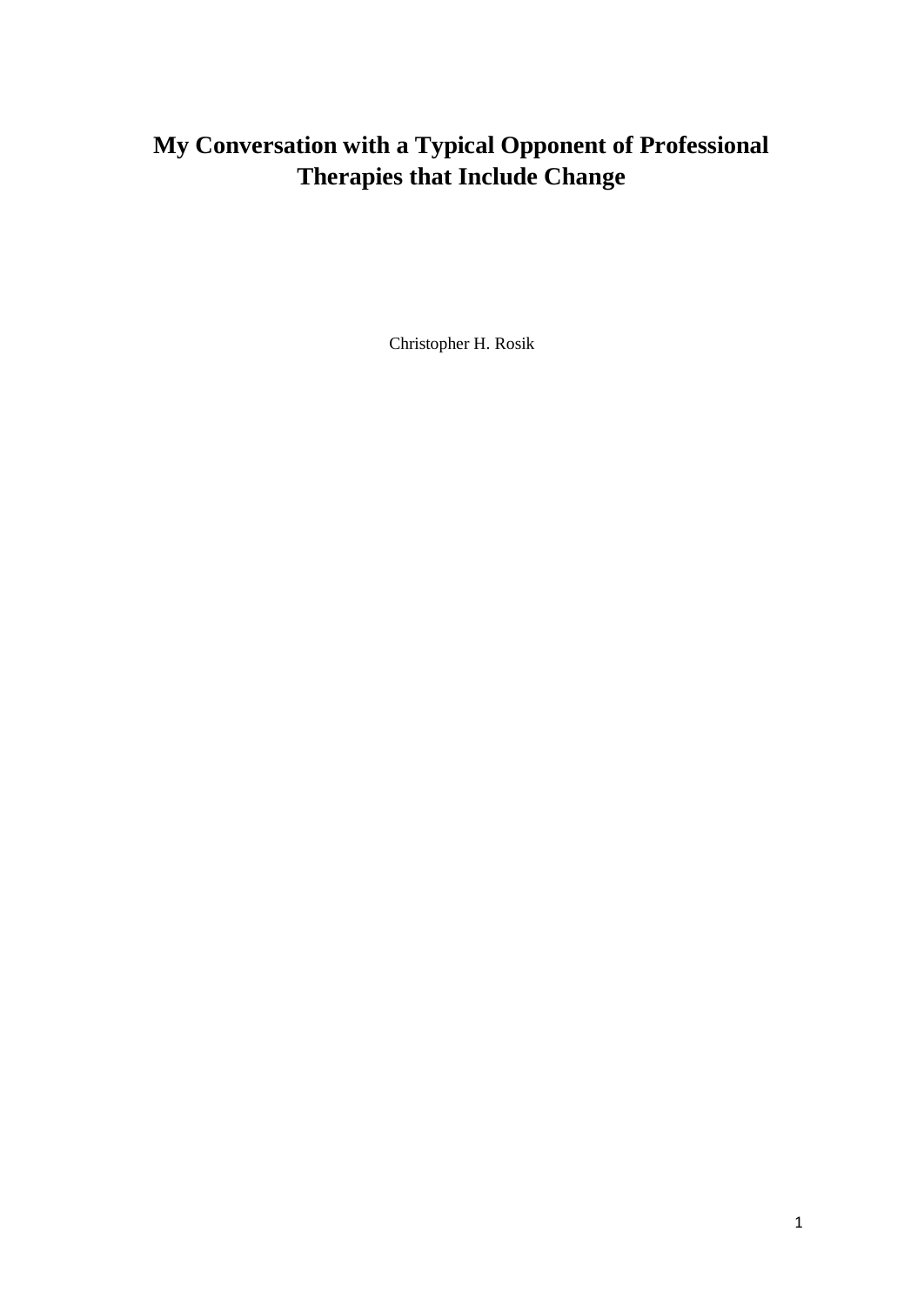# My Conversation with a Typical Opponent of Professional Therapies that Include Change

Christopher H. Rosik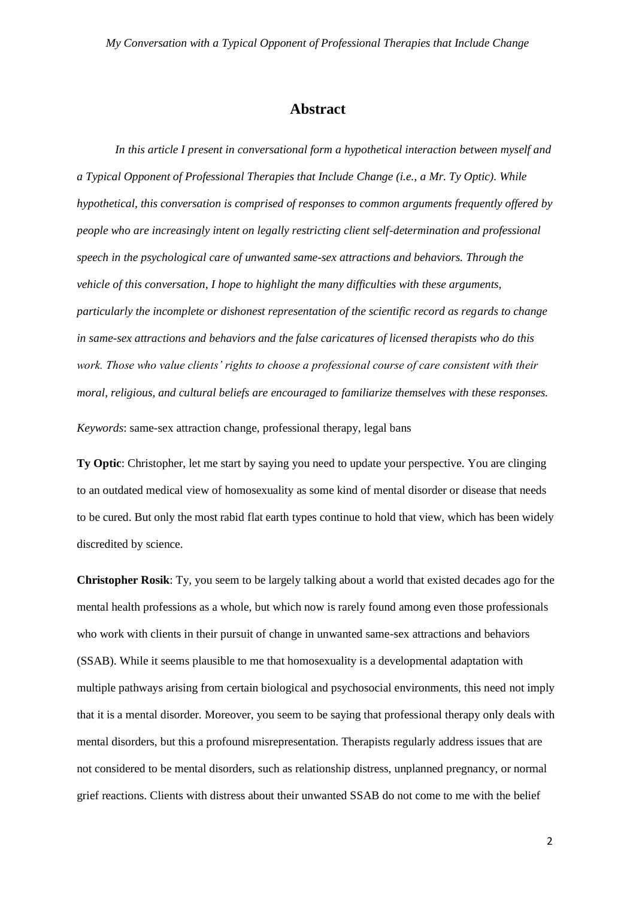## Abstract

*In this article I present in conversational form a hypothetical interaction between myself and a Typical Opponent of Professional Therapies that Include Change (i.e., a Mr. Ty Optic). While hypothetical, this conversation is comprised of responses to common arguments frequently offered by people who are increasingly intent on legally restricting client self-determination and professional speech in the psychological care of unwanted same-sex attractions and behaviors. Through the vehicle of this conversation, I hope to highlight the many difficulties with these arguments, particularly the incomplete or dishonest representation of the scientific record as regards to change in same-sex attractions and behaviors and the false caricatures of licensed therapists who do this work. Those who value clients' rights to choose a professional course of care consistent with their moral, religious, and cultural beliefs are encouraged to familiarize themselves with these responses.*

*Keywords*: same-sex attraction change, professional therapy, legal bans

**Ty Optic**: Christopher, let me start by saying you need to update your perspective. You are clinging to an outdated medical view of homosexuality as some kind of mental disorder or disease that needs to be cured. But only the most rabid flat earth types continue to hold that view, which has been widely discredited by science.

**Christopher Rosik**: Ty, you seem to be largely talking about a world that existed decades ago for the mental health professions as a whole, but which now is rarely found among even those professionals who work with clients in their pursuit of change in unwanted same-sex attractions and behaviors (SSAB). While it seems plausible to me that homosexuality is a developmental adaptation with multiple pathways arising from certain biological and psychosocial environments, this need not imply that it is a mental disorder. Moreover, you seem to be saying that professional therapy only deals with mental disorders, but this a profound misrepresentation. Therapists regularly address issues that are not considered to be mental disorders, such as relationship distress, unplanned pregnancy, or normal grief reactions. Clients with distress about their unwanted SSAB do not come to me with the belief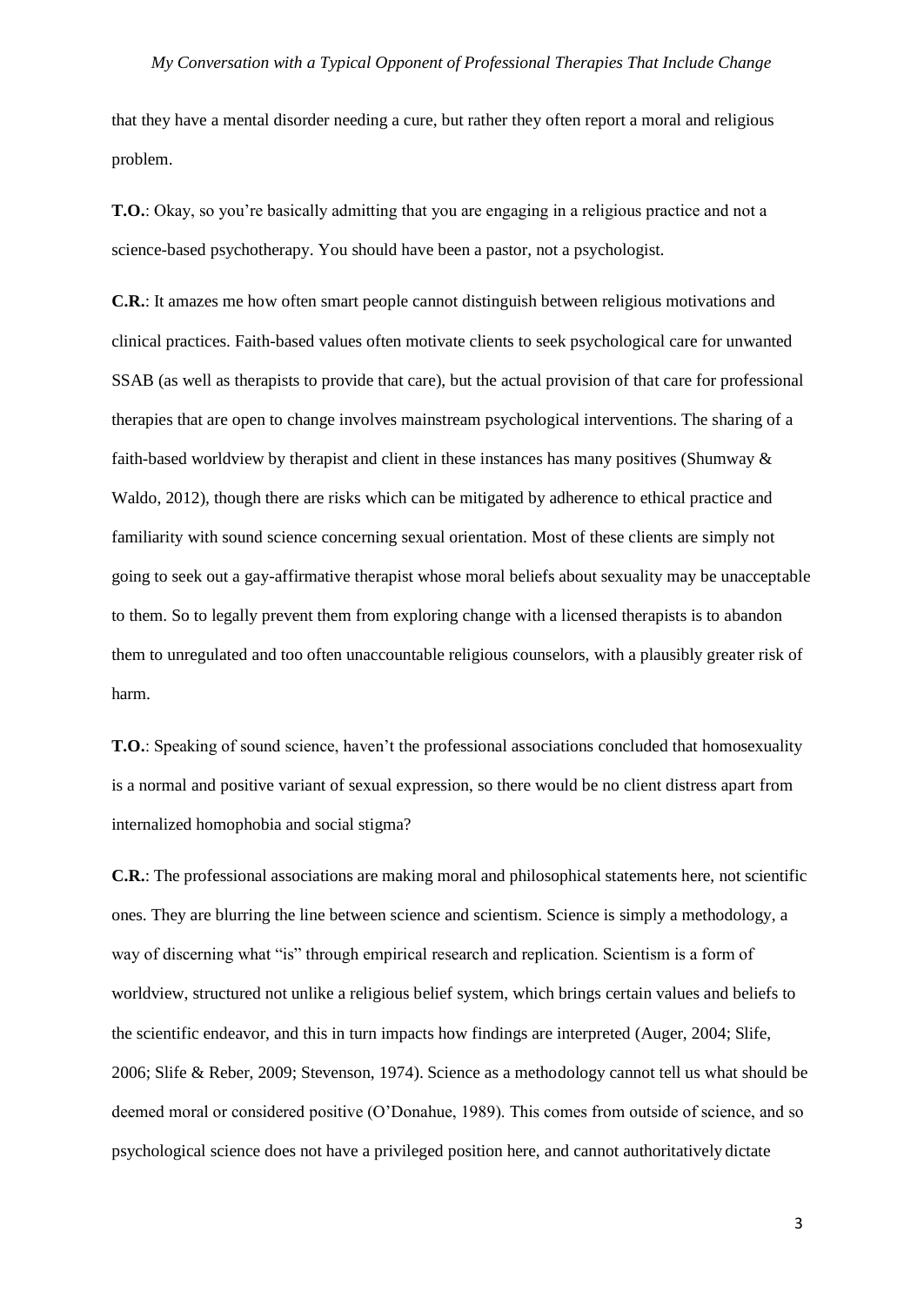that they have a mental disorder needing a cure, but rather they often report a moral and religious problem.

**T.O.**: Okay, so you're basically admitting that you are engaging in a religious practice and not a science-based psychotherapy. You should have been a pastor, not a psychologist.

**C.R.**: It amazes me how often smart people cannot distinguish between religious motivations and clinical practices. Faith-based values often motivate clients to seek psychological care for unwanted SSAB (as well as therapists to provide that care), but the actual provision of that care for professional therapies that are open to change involves mainstream psychological interventions. The sharing of a faith-based worldview by therapist and client in these instances has many positives (Shumway & Waldo, 2012), though there are risks which can be mitigated by adherence to ethical practice and familiarity with sound science concerning sexual orientation. Most of these clients are simply not going to seek out a gay-affirmative therapist whose moral beliefs about sexuality may be unacceptable to them. So to legally prevent them from exploring change with a licensed therapists is to abandon them to unregulated and too often unaccountable religious counselors, with a plausibly greater risk of harm.

**T.O.**: Speaking of sound science, haven't the professional associations concluded that homosexuality is a normal and positive variant of sexual expression, so there would be no client distress apart from internalized homophobia and social stigma?

**C.R.**: The professional associations are making moral and philosophical statements here, not scientific ones. They are blurring the line between science and scientism. Science is simply a methodology, a way of discerning what "is" through empirical research and replication. Scientism is a form of worldview, structured not unlike a religious belief system, which brings certain values and beliefs to the scientific endeavor, and this in turn impacts how findings are interpreted (Auger, 2004; Slife, 2006; Slife & Reber, 2009; Stevenson, 1974). Science as a methodology cannot tell us what should be deemed moral or considered positive (O'Donahue, 1989). This comes from outside of science, and so psychological science does not have a privileged position here, and cannot authoritatively dictate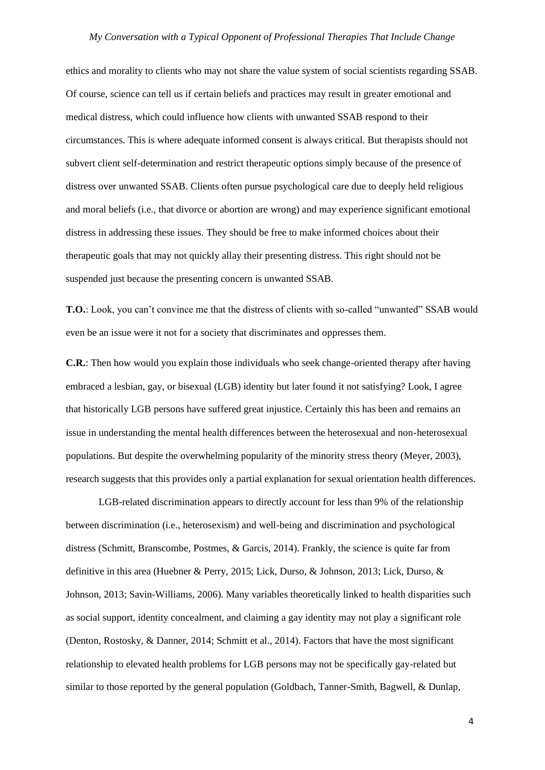ethics and morality to clients who may not share the value system of social scientists regarding SSAB. Of course, science can tell us if certain beliefs and practices may result in greater emotional and medical distress, which could influence how clients with unwanted SSAB respond to their circumstances. This is where adequate informed consent is always critical. But therapists should not subvert client self-determination and restrict therapeutic options simply because of the presence of distress over unwanted SSAB. Clients often pursue psychological care due to deeply held religious and moral beliefs (i.e., that divorce or abortion are wrong) and may experience significant emotional distress in addressing these issues. They should be free to make informed choices about their therapeutic goals that may not quickly allay their presenting distress. This right should not be suspended just because the presenting concern is unwanted SSAB.

**T.O.**: Look, you can't convince me that the distress of clients with so-called "unwanted" SSAB would even be an issue were it not for a society that discriminates and oppresses them.

**C.R.**: Then how would you explain those individuals who seek change-oriented therapy after having embraced a lesbian, gay, or bisexual (LGB) identity but later found it not satisfying? Look, I agree that historically LGB persons have suffered great injustice. Certainly this has been and remains an issue in understanding the mental health differences between the heterosexual and non-heterosexual populations. But despite the overwhelming popularity of the minority stress theory (Meyer, 2003), research suggests that this provides only a partial explanation for sexual orientation health differences.

LGB-related discrimination appears to directly account for less than 9% of the relationship between discrimination (i.e., heterosexism) and well-being and discrimination and psychological distress (Schmitt, Branscombe, Postmes, & Garcis, 2014). Frankly, the science is quite far from definitive in this area (Huebner & Perry, 2015; Lick, Durso, & Johnson, 2013; Lick, Durso, & Johnson, 2013; Savin-Williams, 2006). Many variables theoretically linked to health disparities such as social support, identity concealment, and claiming a gay identity may not play a significant role (Denton, Rostosky, & Danner, 2014; Schmitt et al., 2014). Factors that have the most significant relationship to elevated health problems for LGB persons may not be specifically gay-related but similar to those reported by the general population (Goldbach, Tanner-Smith, Bagwell, & Dunlap,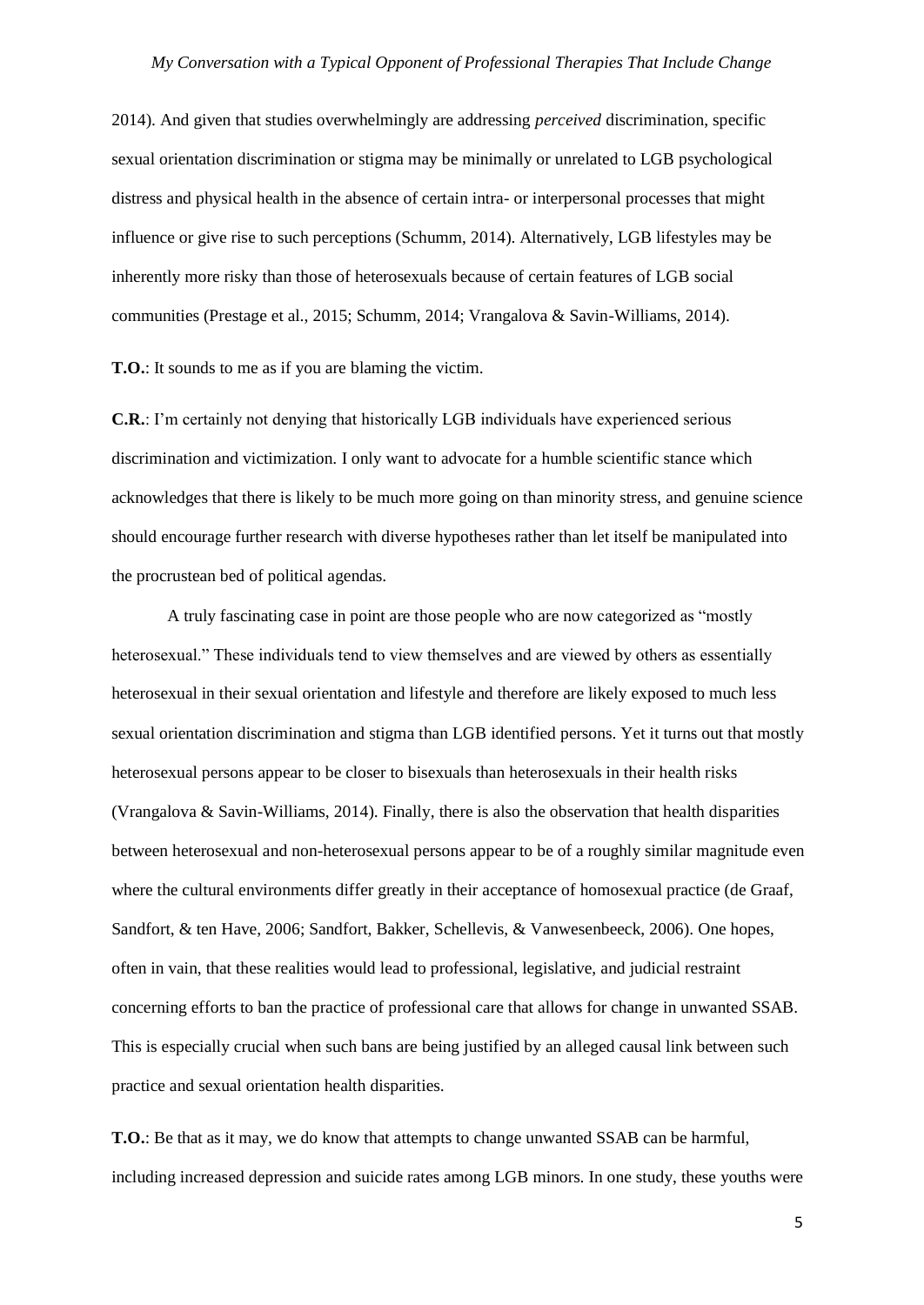2014). And given that studies overwhelmingly are addressing *perceived* discrimination, specific sexual orientation discrimination or stigma may be minimally or unrelated to LGB psychological distress and physical health in the absence of certain intra- or interpersonal processes that might influence or give rise to such perceptions (Schumm, 2014). Alternatively, LGB lifestyles may be inherently more risky than those of heterosexuals because of certain features of LGB social communities (Prestage et al., 2015; Schumm, 2014; Vrangalova & Savin-Williams, 2014).

**T.O.**: It sounds to me as if you are blaming the victim.

**C.R.**: I'm certainly not denying that historically LGB individuals have experienced serious discrimination and victimization. I only want to advocate for a humble scientific stance which acknowledges that there is likely to be much more going on than minority stress, and genuine science should encourage further research with diverse hypotheses rather than let itself be manipulated into the procrustean bed of political agendas.

A truly fascinating case in point are those people who are now categorized as "mostly heterosexual." These individuals tend to view themselves and are viewed by others as essentially heterosexual in their sexual orientation and lifestyle and therefore are likely exposed to much less sexual orientation discrimination and stigma than LGB identified persons. Yet it turns out that mostly heterosexual persons appear to be closer to bisexuals than heterosexuals in their health risks (Vrangalova & Savin-Williams, 2014). Finally, there is also the observation that health disparities between heterosexual and non-heterosexual persons appear to be of a roughly similar magnitude even where the cultural environments differ greatly in their acceptance of homosexual practice (de Graaf, Sandfort, & ten Have, 2006; Sandfort, Bakker, Schellevis, & Vanwesenbeeck, 2006). One hopes, often in vain, that these realities would lead to professional, legislative, and judicial restraint concerning efforts to ban the practice of professional care that allows for change in unwanted SSAB. This is especially crucial when such bans are being justified by an alleged causal link between such practice and sexual orientation health disparities.

**T.O.**: Be that as it may, we do know that attempts to change unwanted SSAB can be harmful, including increased depression and suicide rates among LGB minors. In one study, these youths were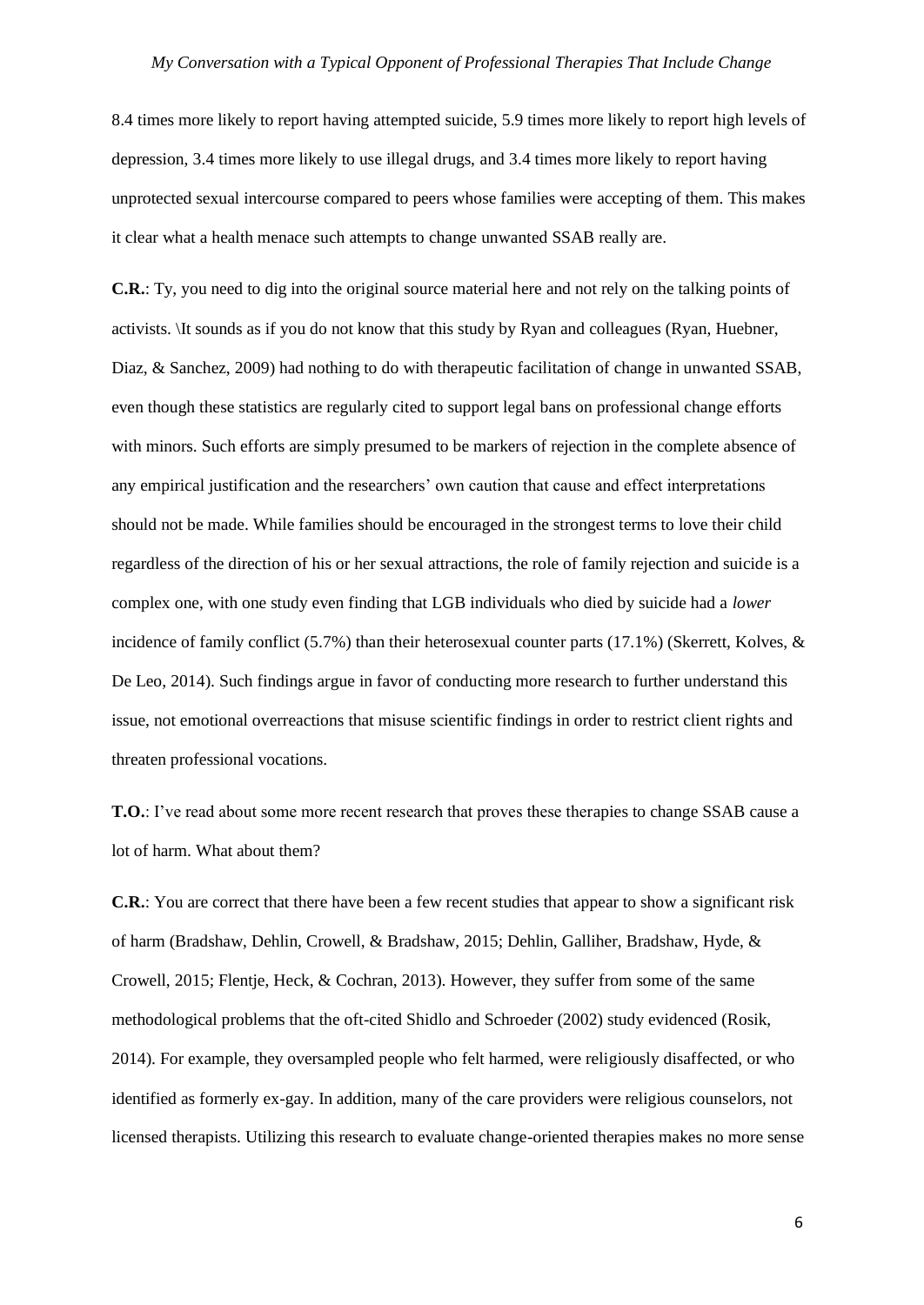8.4 times more likely to report having attempted suicide, 5.9 times more likely to report high levels of depression, 3.4 times more likely to use illegal drugs, and 3.4 times more likely to report having unprotected sexual intercourse compared to peers whose families were accepting of them. This makes it clear what a health menace such attempts to change unwanted SSAB really are.

**C.R.**: Ty, you need to dig into the original source material here and not rely on the talking points of activists. \It sounds as if you do not know that this study by Ryan and colleagues (Ryan, Huebner, Diaz, & Sanchez, 2009) had nothing to do with therapeutic facilitation of change in unwanted SSAB, even though these statistics are regularly cited to support legal bans on professional change efforts with minors. Such efforts are simply presumed to be markers of rejection in the complete absence of any empirical justification and the researchers' own caution that cause and effect interpretations should not be made. While families should be encouraged in the strongest terms to love their child regardless of the direction of his or her sexual attractions, the role of family rejection and suicide is a complex one, with one study even finding that LGB individuals who died by suicide had a *lower* incidence of family conflict (5.7%) than their heterosexual counter parts (17.1%) (Skerrett, Kolves, & De Leo, 2014). Such findings argue in favor of conducting more research to further understand this issue, not emotional overreactions that misuse scientific findings in order to restrict client rights and threaten professional vocations.

**T.O.**: I've read about some more recent research that proves these therapies to change SSAB cause a lot of harm. What about them?

**C.R.**: You are correct that there have been a few recent studies that appear to show a significant risk of harm (Bradshaw, Dehlin, Crowell, & Bradshaw, 2015; Dehlin, Galliher, Bradshaw, Hyde, & Crowell, 2015; Flentje, Heck, & Cochran, 2013). However, they suffer from some of the same methodological problems that the oft-cited Shidlo and Schroeder (2002) study evidenced (Rosik, 2014). For example, they oversampled people who felt harmed, were religiously disaffected, or who identified as formerly ex-gay. In addition, many of the care providers were religious counselors, not licensed therapists. Utilizing this research to evaluate change-oriented therapies makes no more sense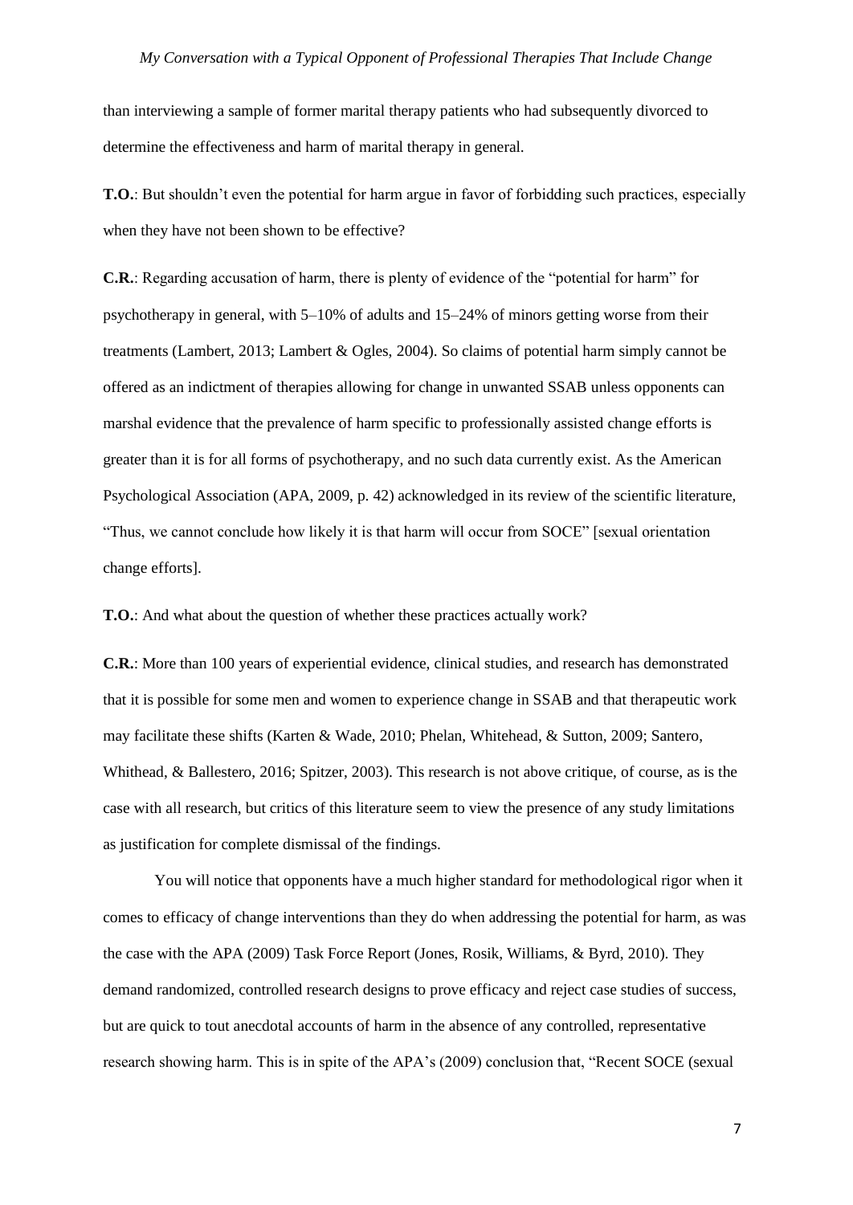than interviewing a sample of former marital therapy patients who had subsequently divorced to determine the effectiveness and harm of marital therapy in general.

**T.O.**: But shouldn't even the potential for harm argue in favor of forbidding such practices, especially when they have not been shown to be effective?

**C.R.**: Regarding accusation of harm, there is plenty of evidence of the "potential for harm" for psychotherapy in general, with 5–10% of adults and 15–24% of minors getting worse from their treatments (Lambert, 2013; Lambert & Ogles, 2004). So claims of potential harm simply cannot be offered as an indictment of therapies allowing for change in unwanted SSAB unless opponents can marshal evidence that the prevalence of harm specific to professionally assisted change efforts is greater than it is for all forms of psychotherapy, and no such data currently exist. As the American Psychological Association (APA, 2009, p. 42) acknowledged in its review of the scientific literature, "Thus, we cannot conclude how likely it is that harm will occur from SOCE" [sexual orientation change efforts].

**T.O.**: And what about the question of whether these practices actually work?

**C.R.**: More than 100 years of experiential evidence, clinical studies, and research has demonstrated that it is possible for some men and women to experience change in SSAB and that therapeutic work may facilitate these shifts (Karten & Wade, 2010; Phelan, Whitehead, & Sutton, 2009; Santero, Whitehead, & Ballestero, 2016; Spitzer, 2003). This research is not above critique, of course, as is the case with all research, but critics of this literature seem to view the presence of any study limitations as justification for complete dismissal of the findings.

You will notice that opponents have a much higher standard for methodological rigor when it comes to efficacy of change interventions than they do when addressing the potential for harm, as was the case with the APA (2009) Task Force Report (Jones, Rosik, Williams, & Byrd, 2010). They demand randomized, controlled research designs to prove efficacy and reject case studies of success, but are quick to tout anecdotal accounts of harm in the absence of any controlled, representative research showing harm. This is in spite of the APA's (2009) conclusion that, "Recent SOCE (sexual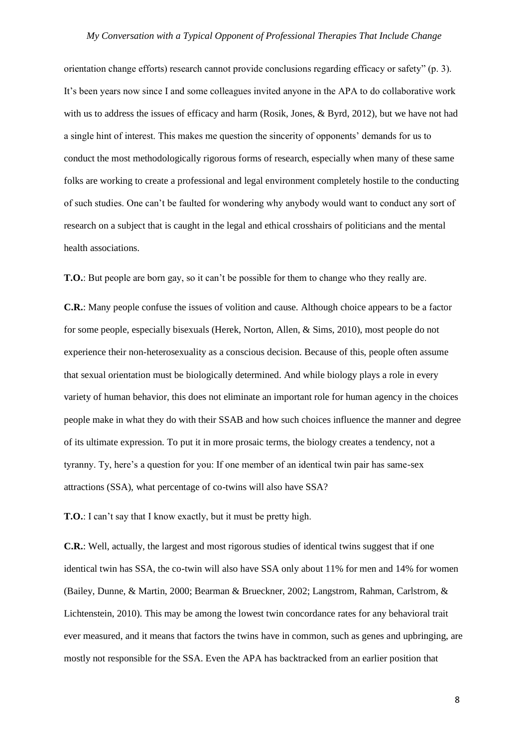orientation change efforts) research cannot provide conclusions regarding efficacy or safety" (p. 3). It's been years now since I and some colleagues invited anyone in the APA to do collaborative work with us to address the issues of efficacy and harm (Rosik, Jones, & Byrd, 2012), but we have not had a single hint of interest. This makes me question the sincerity of opponents' demands for us to conduct the most methodologically rigorous forms of research, especially when many of these same folks are working to create a professional and legal environment completely hostile to the conducting of such studies. One can't be faulted for wondering why anybody would want to conduct any sort of research on a subject that is caught in the legal and ethical crosshairs of politicians and the mental health associations.

**T.O.**: But people are born gay, so it can't be possible for them to change who they really are.

**C.R.**: Many people confuse the issues of volition and cause. Although choice appears to be a factor for some people, especially bisexuals (Herek, Norton, Allen, & Sims, 2010), most people do not experience their non-heterosexuality as a conscious decision. Because of this, people often assume that sexual orientation must be biologically determined. And while biology plays a role in every variety of human behavior, this does not eliminate an important role for human agency in the choices people make in what they do with their SSAB and how such choices influence the manner and degree of its ultimate expression. To put it in more prosaic terms, the biology creates a tendency, not a tyranny. Ty, here's a question for you: If one member of an identical twin pair has same-sex attractions (SSA), what percentage of co-twins will also have SSA?

**T.O.**: I can't say that I know exactly, but it must be pretty high.

**C.R.**: Well, actually, the largest and most rigorous studies of identical twins suggest that if one identical twin has SSA, the co-twin will also have SSA only about 11% for men and 14% for women (Bailey, Dunne, & Martin, 2000; Bearman & Brueckner, 2002; Langstrom, Rahman, Carlstrom, & Lichtenstein, 2010). This may be among the lowest twin concordance rates for any behavioral trait ever measured, and it means that factors the twins have in common, such as genes and upbringing, are mostly not responsible for the SSA. Even the APA has backtracked from an earlier position that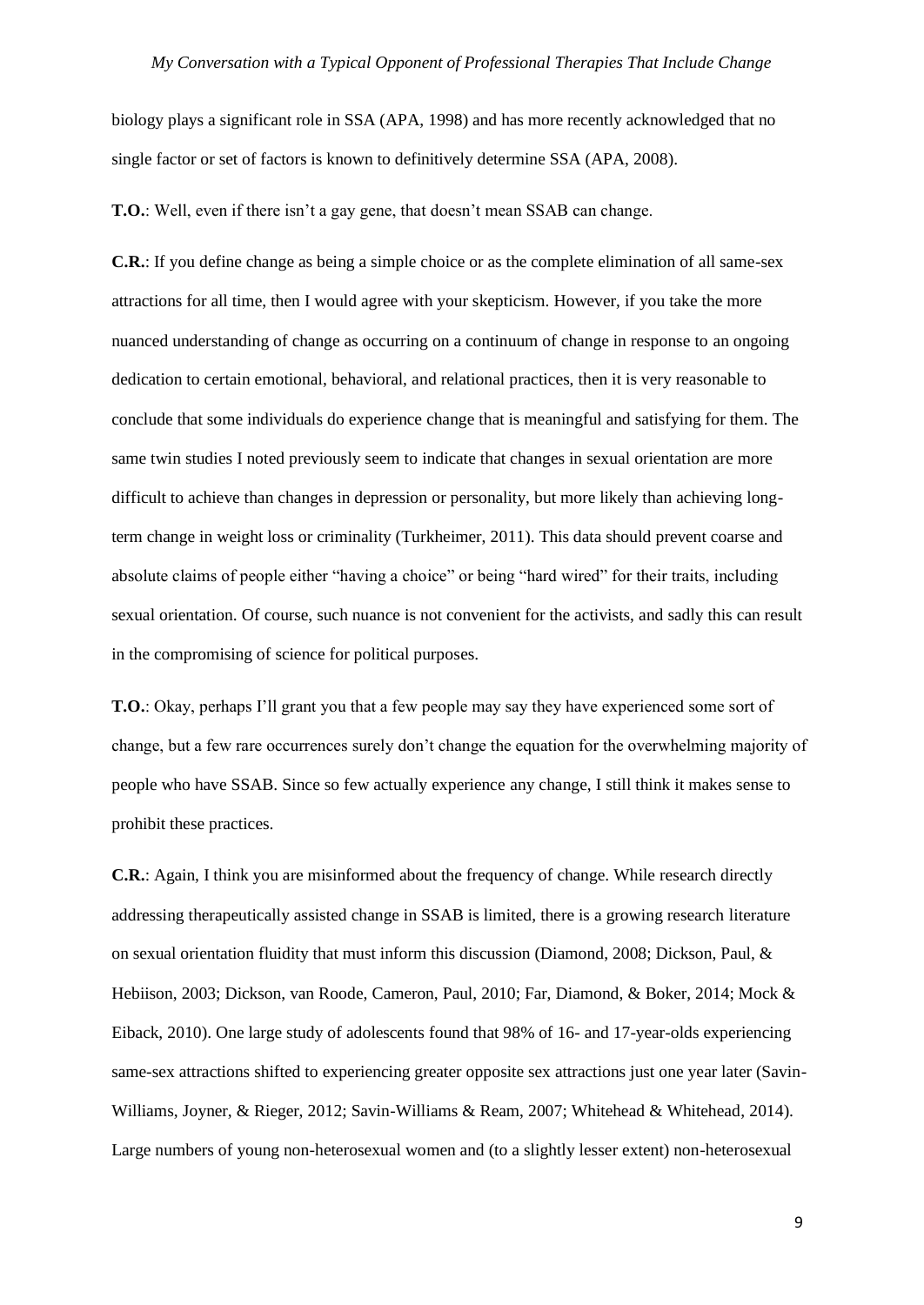biology plays a significant role in SSA (APA, 1998) and has more recently acknowledged that no single factor or set of factors is known to definitively determine SSA (APA, 2008).

**T.O.**: Well, even if there isn't a gay gene, that doesn't mean SSAB can change.

**C.R.**: If you define change as being a simple choice or as the complete elimination of all same-sex attractions for all time, then I would agree with your skepticism. However, if you take the more nuanced understanding of change as occurring on a continuum of change in response to an ongoing dedication to certain emotional, behavioral, and relational practices, then it is very reasonable to conclude that some individuals do experience change that is meaningful and satisfying for them. The same twin studies I noted previously seem to indicate that changes in sexual orientation are more difficult to achieve than changes in depression or personality, but more likely than achieving long-term change in weight loss or criminality (Turkheimer, 2011). This data should prevent coarse and absolute claims of people either "having a choice" or being "hard wired" for their traits, including sexual orientation. Of course, such nuance is not convenient for the activists, and sadly this can result in the compromising of science for political purposes.

**T.O.**: Okay, perhaps I'll grant you that a few people may say they have experienced some sort of change, but a few rare occurrences surely don't change the equation for the overwhelming majority of people who have SSAB. Since so few actually experience any change, I still think it makes sense to prohibit these practices.

**C.R.**: Again, I think you are misinformed about the frequency of change. While research directly addressing therapeutically assisted change in SSAB is limited, there is a growing research literature on sexual orientation fluidity that must inform this discussion (Diamond, 2008; Dickson, Paul, & Hebiison, 2003; Dickson, van Roode, Cameron, Paul, 2010; Far, Diamond, & Boker, 2014; Mock & Eiback, 2010). One large study of adolescents found that 98% of 16- and 17-year-olds experiencing same-sex attractions shifted to experiencing greater opposite sex attractions just one year later (Savin-Williams, Joyner, & Rieger, 2012; Savin-Williams & Ream, 2007; Whitehead & Whitehead, 2014). Large numbers of young non-heterosexual women and (to a slightly lesser extent) non-heterosexual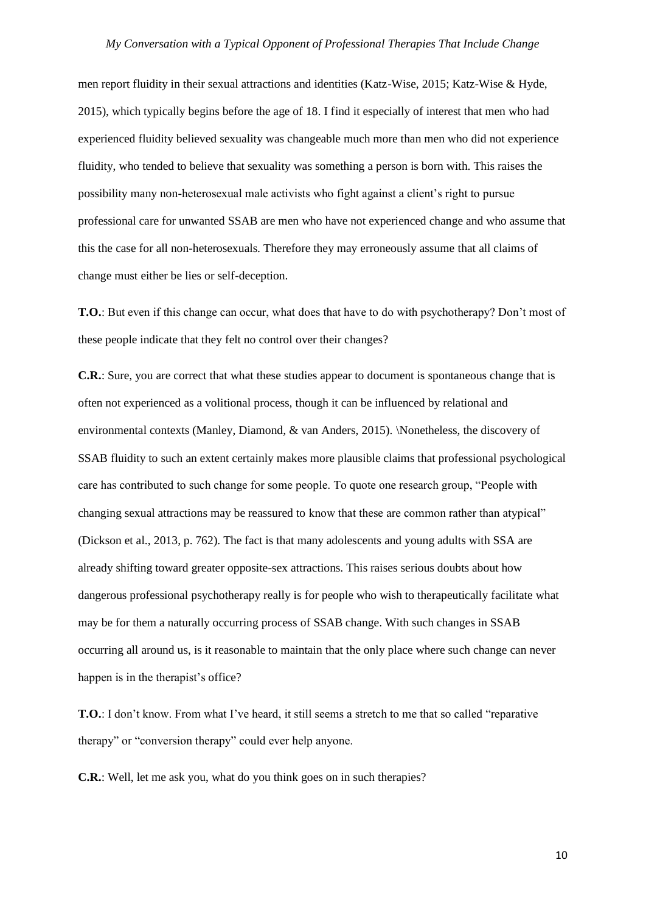men report fluidity in their sexual attractions and identities (Katz-Wise, 2015; Katz-Wise & Hyde, 2015), which typically begins before the age of 18. I find it especially of interest that men who had experienced fluidity believed sexuality was changeable much more than men who did not experience fluidity, who tended to believe that sexuality was something a person is born with. This raises the possibility many non-heterosexual male activists who fight against a client's right to pursue professional care for unwanted SSAB are men who have not experienced change and who assume that this the case for all non-heterosexuals. Therefore they may erroneously assume that all claims of change must either be lies or self-deception.

**T.O.**: But even if this change can occur, what does that have to do with psychotherapy? Don't most of these people indicate that they felt no control over their changes?

**C.R.**: Sure, you are correct that what these studies appear to document is spontaneous change that is often not experienced as a volitional process, though it can be influenced by relational and environmental contexts (Manley, Diamond, & van Anders, 2015). \Nonetheless, the discovery of SSAB fluidity to such an extent certainly makes more plausible claims that professional psychological care has contributed to such change for some people. To quote one research group, "People with changing sexual attractions may be reassured to know that these are common rather than atypical" (Dickson et al., 2013, p. 762). The fact is that many adolescents and young adults with SSA are already shifting toward greater opposite-sex attractions. This raises serious doubts about how dangerous professional psychotherapy really is for people who wish to therapeutically facilitate what may be for them a naturally occurring process of SSAB change. With such changes in SSAB occurring all around us, is it reasonable to maintain that the only place where such change can never happen is in the therapist's office?

**T.O.**: I don't know. From what I've heard, it still seems a stretch to me that so called "reparative therapy" or "conversion therapy" could ever help anyone.

**C.R.**: Well, let me ask you, what do you think goes on in such therapies?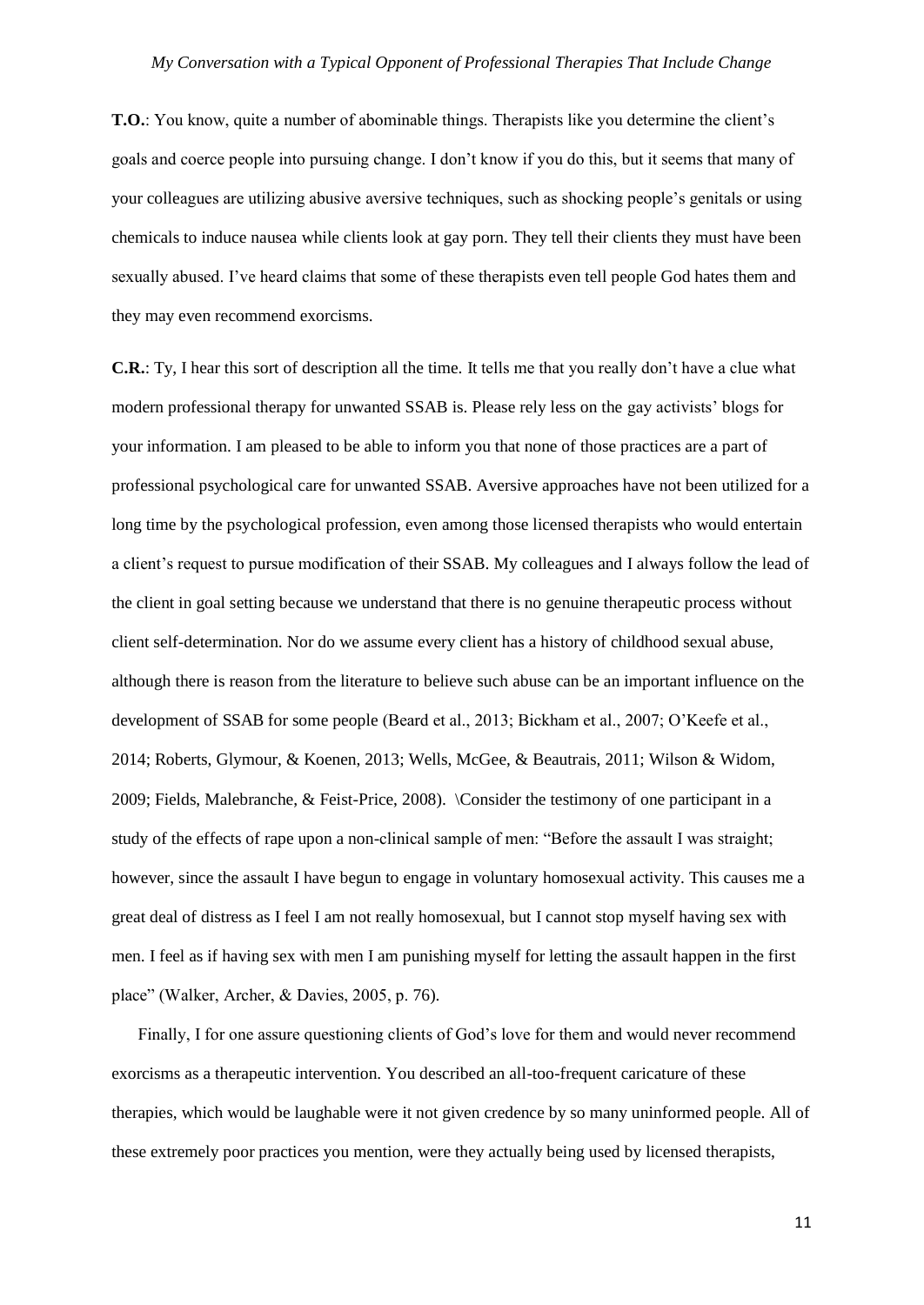**T.O.**: You know, quite a number of abominable things. Therapists like you determine the client's goals and coerce people into pursuing change. I don't know if you do this, but it seems that many of your colleagues are utilizing abusive aversive techniques, such as shocking people's genitals or using chemicals to induce nausea while clients look at gay porn. They tell their clients they must have been sexually abused. I've heard claims that some of these therapists even tell people God hates them and they may even recommend exorcisms.

**C.R.**: Ty, I hear this sort of description all the time. It tells me that you really don't have a clue what modern professional therapy for unwanted SSAB is. Please rely less on the gay activists' blogs for your information. I am pleased to be able to inform you that none of those practices are a part of professional psychological care for unwanted SSAB. Aversive approaches have not been utilized for a long time by the psychological profession, even among those licensed therapists who would entertain a client's request to pursue modification of their SSAB. My colleagues and I always follow the lead of the client in goal setting because we understand that there is no genuine therapeutic process without client self-determination. Nor do we assume every client has a history of childhood sexual abuse, although there is reason from the literature to believe such abuse can be an important influence on the development of SSAB for some people (Beard et al., 2013; Bickham et al., 2007; O'Keefe et al., 2014; Roberts, Glymour, & Koenen, 2013; Wells, McGee, & Beautrais, 2011; Wilson & Widom, 2009; Fields, Malebranche, & Feist-Price, 2008). \Consider the testimony of one participant in a study of the effects of rape upon a non-clinical sample of men: "Before the assault I was straight; however, since the assault I have begun to engage in voluntary homosexual activity. This causes me a great deal of distress as I feel I am not really homosexual, but I cannot stop myself having sex with men. I feel as if having sex with men I am punishing myself for letting the assault happen in the first place" (Walker, Archer, & Davies, 2005, p. 76).

Finally, I for one assure questioning clients of God's love for them and would never recommend exorcisms as a therapeutic intervention. You described an all-too-frequent caricature of these therapies, which would be laughable were it not given credence by so many uninformed people. All of these extremely poor practices you mention, were they actually being used by licensed therapists,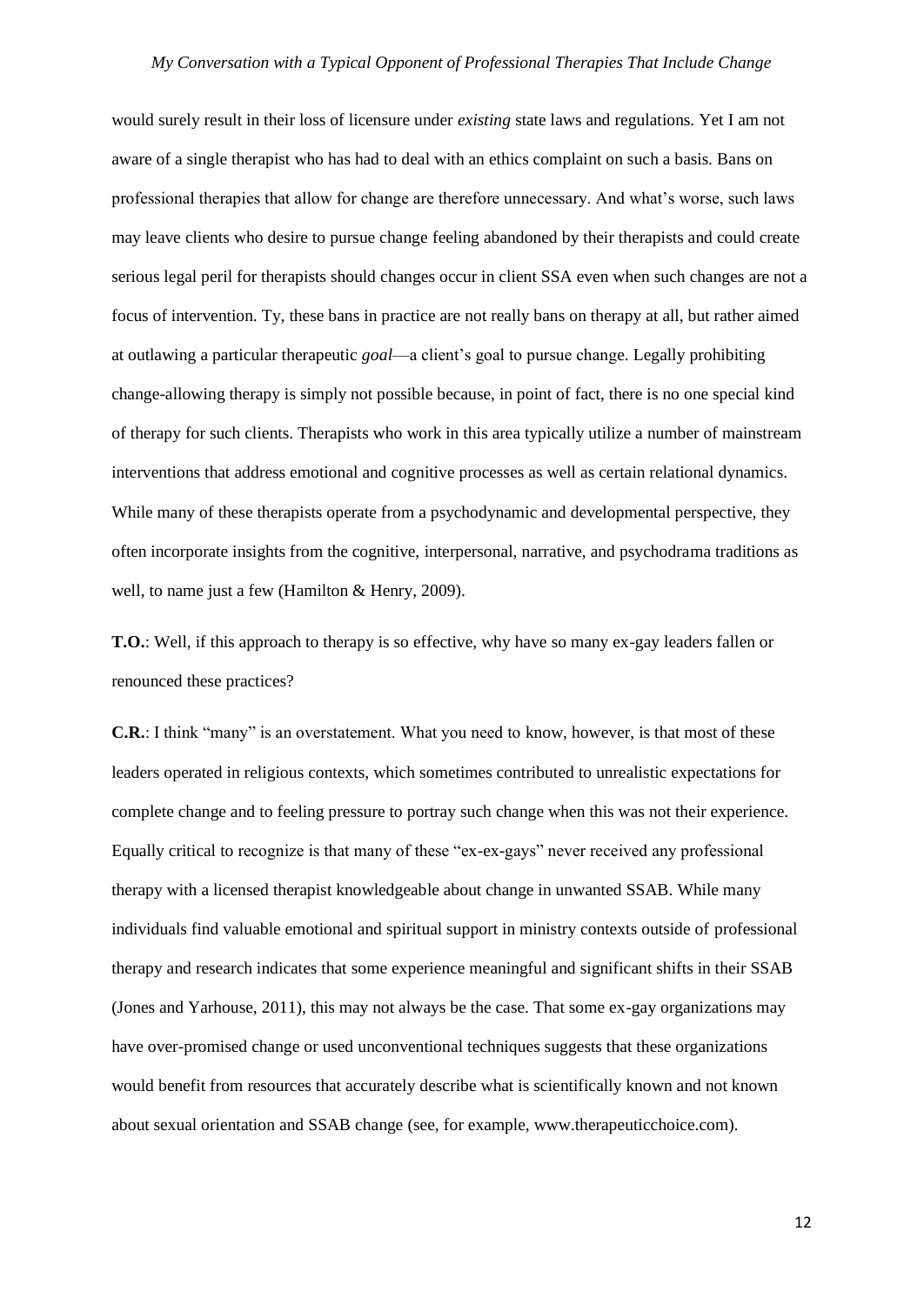would surely result in their loss of licensure under *existing* state laws and regulations. Yet I am not aware of a single therapist who has had to deal with an ethics complaint on such a basis. Bans on professional therapies that allow for change are therefore unnecessary. And what's worse, such laws may leave clients who desire to pursue change feeling abandoned by their therapists and could create serious legal peril for therapists should changes occur in client SSA even when such changes are not a focus of intervention. Ty, these bans in practice are not really bans on therapy at all, but rather aimed at outlawing a particular therapeutic *goal*—a client's goal to pursue change. Legally prohibiting change-allowing therapy is simply not possible because, in point of fact, there is no one special kind of therapy for such clients. Therapists who work in this area typically utilize a number of mainstream interventions that address emotional and cognitive processes as well as certain relational dynamics. While many of these therapists operate from a psychodynamic and developmental perspective, they often incorporate insights from the cognitive, interpersonal, narrative, and psychodrama traditions as well, to name just a few (Hamilton & Henry, 2009).

**T.O.**: Well, if this approach to therapy is so effective, why have so many ex-gay leaders fallen or renounced these practices?

**C.R.**: I think "many" is an overstatement. What you need to know, however, is that most of these leaders operated in religious contexts, which sometimes contributed to unrealistic expectations for complete change and to feeling pressure to portray such change when this was not their experience. Equally critical to recognize is that many of these "ex-ex-gays" never received any professional therapy with a licensed therapist knowledgeable about change in unwanted SSAB. While many individuals find valuable emotional and spiritual support in ministry contexts outside of professional therapy and research indicates that some experience meaningful and significant shifts in their SSAB (Jones and Yarhouse, 2011), this may not always be the case. That some ex-gay organizations may have over-promised change or used unconventional techniques suggests that these organizations would benefit from resources that accurately describe what is scientifically known and not known about sexual orientation and SSAB change (see, for example, www.therapeuticchoice.com).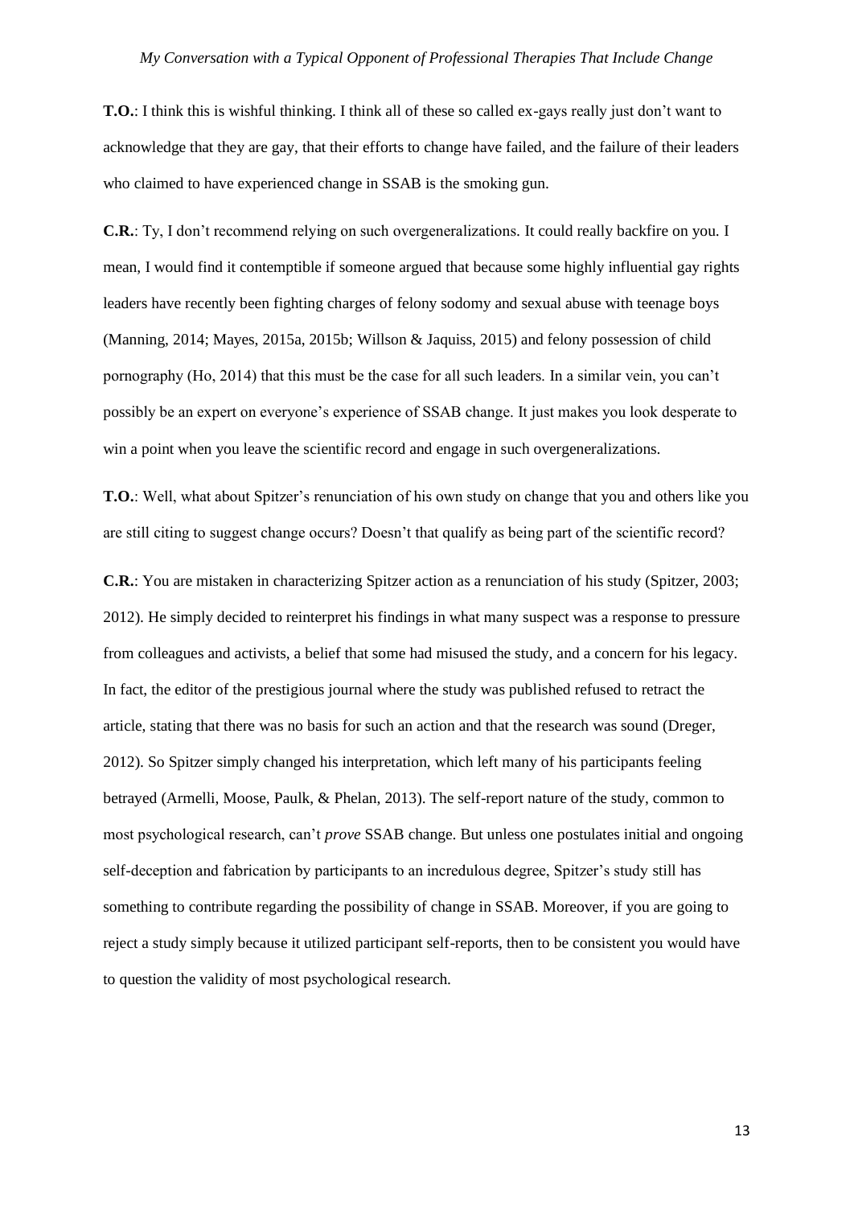**T.O.**: I think this is wishful thinking. I think all of these so called ex-gays really just don't want to acknowledge that they are gay, that their efforts to change have failed, and the failure of their leaders who claimed to have experienced change in SSAB is the smoking gun.

**C.R.**: Ty, I don't recommend relying on such overgeneralizations. It could really backfire on you. I mean, I would find it contemptible if someone argued that because some highly influential gay rights leaders have recently been fighting charges of felony sodomy and sexual abuse with teenage boys (Manning, 2014; Mayes, 2015a, 2015b; Willson & Jaquiss, 2015) and felony possession of child pornography (Ho, 2014) that this must be the case for all such leaders. In a similar vein, you can't possibly be an expert on everyone's experience of SSAB change. It just makes you look desperate to win a point when you leave the scientific record and engage in such overgeneralizations.

**T.O.**: Well, what about Spitzer's renunciation of his own study on change that you and others like you are still citing to suggest change occurs? Doesn't that qualify as being part of the scientific record?

**C.R.**: You are mistaken in characterizing Spitzer action as a renunciation of his study (Spitzer, 2003; 2012). He simply decided to reinterpret his findings in what many suspect was a response to pressure from colleagues and activists, a belief that some had misused the study, and a concern for his legacy. In fact, the editor of the prestigious journal where the study was published refused to retract the article, stating that there was no basis for such an action and that the research was sound (Dreger, 2012). So Spitzer simply changed his interpretation, which left many of his participants feeling betrayed (Armelli, Moose, Paulk, & Phelan, 2013). The self-report nature of the study, common to most psychological research, can't *prove* SSAB change. But unless one postulates initial and ongoing self-deception and fabrication by participants to an incredulous degree, Spitzer's study still has something to contribute regarding the possibility of change in SSAB. Moreover, if you are going to reject a study simply because it utilized participant self-reports, then to be consistent you would have to question the validity of most psychological research.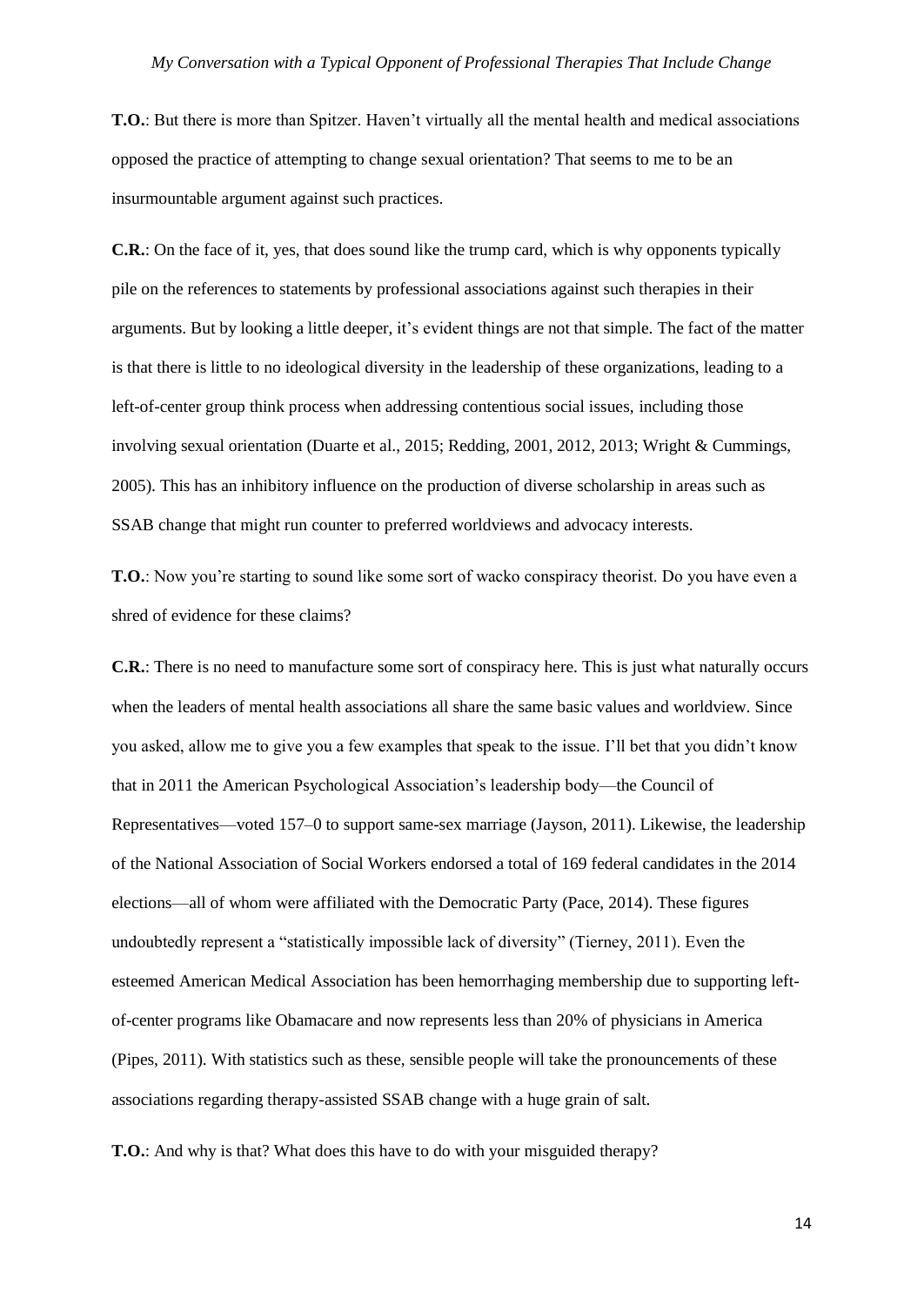**T.O.**: But there is more than Spitzer. Haven't virtually all the mental health and medical associations opposed the practice of attempting to change sexual orientation? That seems to me to be an insurmountable argument against such practices.

**C.R.**: On the face of it, yes, that does sound like the trump card, which is why opponents typically pile on the references to statements by professional associations against such therapies in their arguments. But by looking a little deeper, it's evident things are not that simple. The fact of the matter is that there is little to no ideological diversity in the leadership of these organizations, leading to a left-of-center group think process when addressing contentious social issues, including those involving sexual orientation (Duarte et al., 2015; Redding, 2001, 2012, 2013; Wright & Cummings, 2005). This has an inhibitory influence on the production of diverse scholarship in areas such as SSAB change that might run counter to preferred worldviews and advocacy interests.

**T.O.**: Now you're starting to sound like some sort of wacko conspiracy theorist. Do you have even a shred of evidence for these claims?

**C.R.**: There is no need to manufacture some sort of conspiracy here. This is just what naturally occurs when the leaders of mental health associations all share the same basic values and worldview. Since you asked, allow me to give you a few examples that speak to the issue. I'll bet that you didn't know that in 2011 the American Psychological Association's leadership body—the Council of Representatives—voted 157–0 to support same-sex marriage (Jayson, 2011). Likewise, the leadership of the National Association of Social Workers endorsed a total of 169 federal candidates in the 2014 elections—all of whom were affiliated with the Democratic Party (Pace, 2014). These figures undoubtedly represent a "statistically impossible lack of diversity" (Tierney, 2011). Even the esteemed American Medical Association has been hemorrhaging membership due to supporting left-of-center programs like Obamacare and now represents less than 20% of physicians in America (Pipes, 2011). With statistics such as these, sensible people will take the pronouncements of these associations regarding therapy-assisted SSAB change with a huge grain of salt.

**T.O.**: And why is that? What does this have to do with your misguided therapy?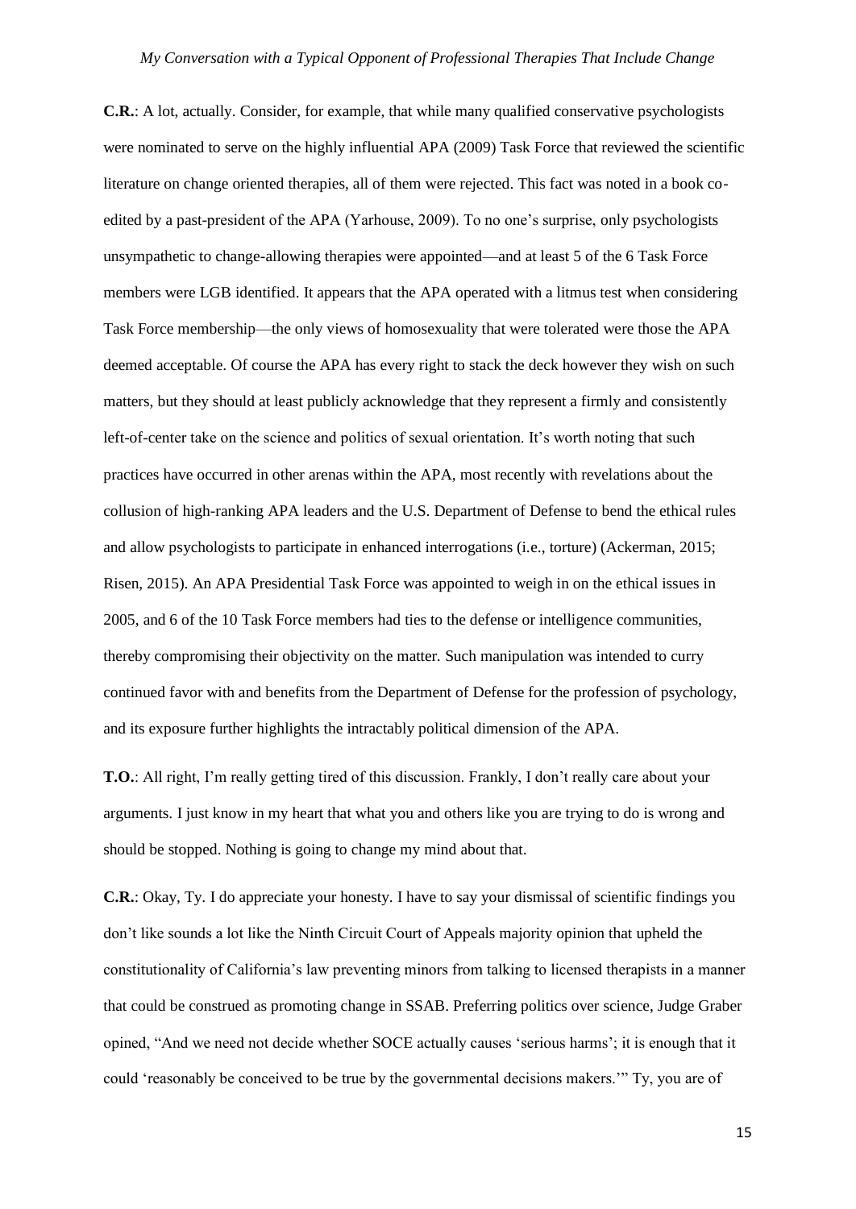**C.R.**: A lot, actually. Consider, for example, that while many qualified conservative psychologists were nominated to serve on the highly influential APA (2009) Task Force that reviewed the scientific literature on change oriented therapies, all of them were rejected. This fact was noted in a book co-edited by a past-president of the APA (Yarhouse, 2009). To no one's surprise, only psychologists unsympathetic to change-allowing therapies were appointed—and at least 5 of the 6 Task Force members were LGB identified. It appears that the APA operated with a litmus test when considering Task Force membership—the only views of homosexuality that were tolerated were those the APA deemed acceptable. Of course the APA has every right to stack the deck however they wish on such matters, but they should at least publicly acknowledge that they represent a firmly and consistently left-of-center take on the science and politics of sexual orientation. It's worth noting that such practices have occurred in other arenas within the APA, most recently with revelations about the collusion of high-ranking APA leaders and the U.S. Department of Defense to bend the ethical rules and allow psychologists to participate in enhanced interrogations (i.e., torture) (Ackerman, 2015; Risen, 2015). An APA Presidential Task Force was appointed to weigh in on the ethical issues in 2005, and 6 of the 10 Task Force members had ties to the defense or intelligence communities, thereby compromising their objectivity on the matter. Such manipulation was intended to curry continued favor with and benefits from the Department of Defense for the profession of psychology, and its exposure further highlights the intractably political dimension of the APA.

**T.O.**: All right, I'm really getting tired of this discussion. Frankly, I don't really care about your arguments. I just know in my heart that what you and others like you are trying to do is wrong and should be stopped. Nothing is going to change my mind about that.

**C.R.**: Okay, Ty. I do appreciate your honesty. I have to say your dismissal of scientific findings you don't like sounds a lot like the Ninth Circuit Court of Appeals majority opinion that upheld the constitutionality of California's law preventing minors from talking to licensed therapists in a manner that could be construed as promoting change in SSAB. Preferring politics over science, Judge Graber opined, "And we need not decide whether SOCE actually causes 'serious harms'; it is enough that it could 'reasonably be conceived to be true by the governmental decisions makers.'" Ty, you are of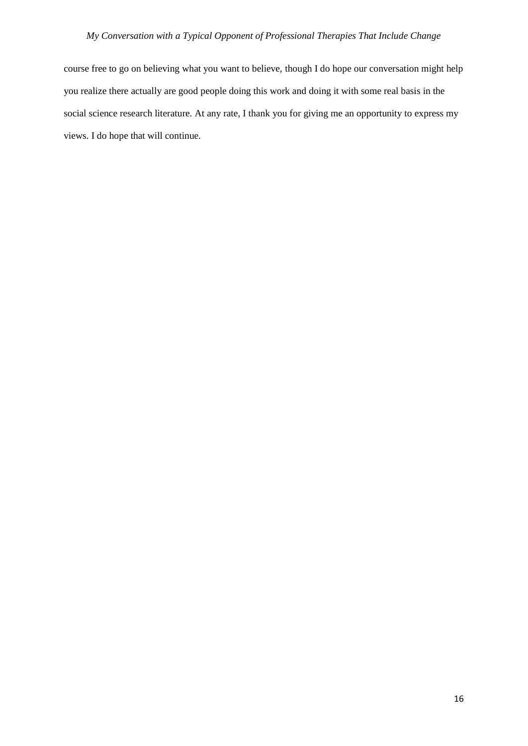course free to go on believing what you want to believe, though I do hope our conversation might help you realize there actually are good people doing this work and doing it with some real basis in the social science research literature. At any rate, I thank you for giving me an opportunity to express my views. I do hope that will continue.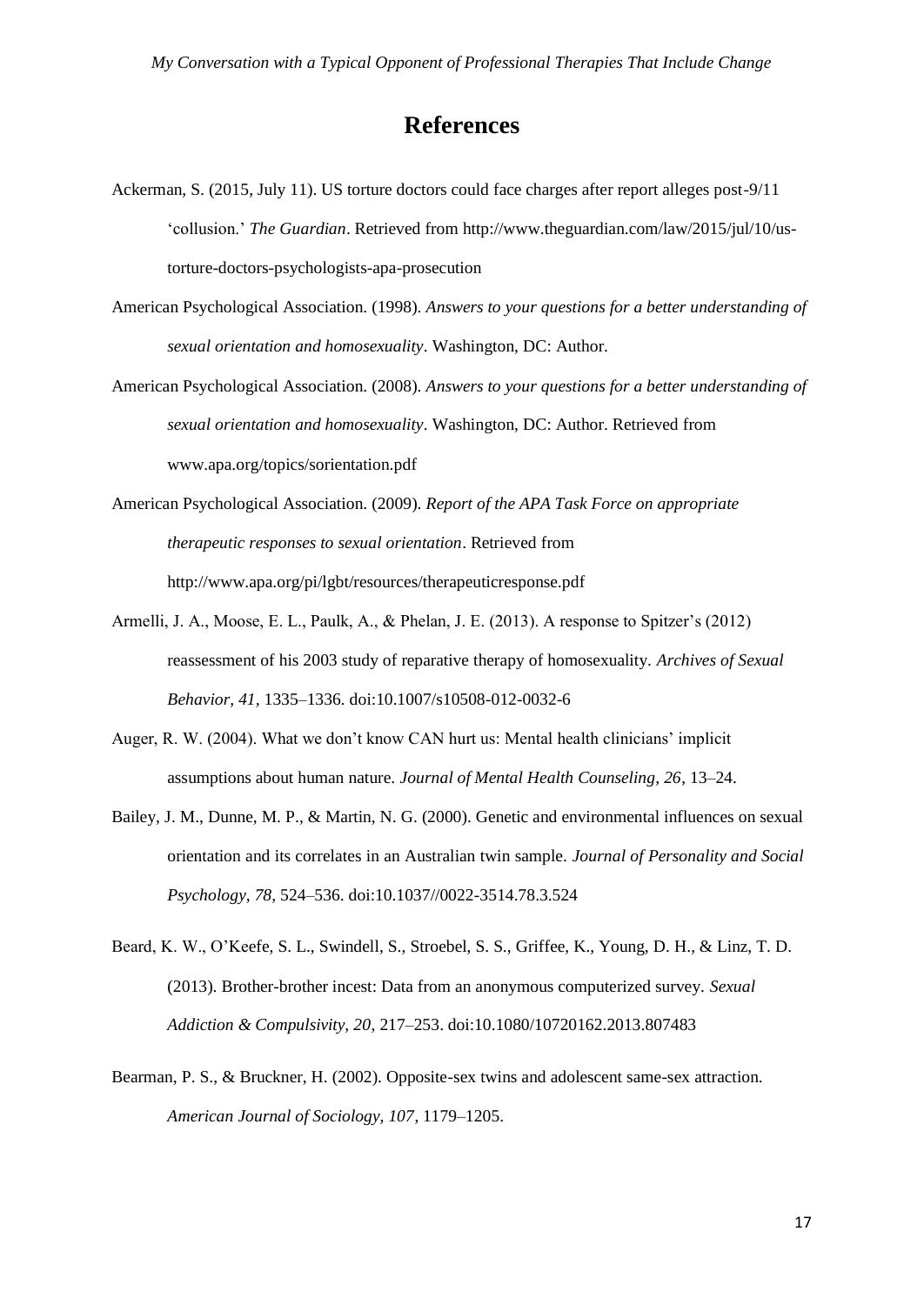# References

Ackerman, S. (2015, July 11). US torture doctors could face charges after report alleges post-9/11 'collusion.' *The Guardian*. Retrieved from http://www.theguardian.com/law/2015/jul/10/us-torture-doctors-psychologists-apa-prosecution

American Psychological Association. (1998). *Answers to your questions for a better understanding of sexual orientation and homosexuality*. Washington, DC: Author.

American Psychological Association. (2008). *Answers to your questions for a better understanding of sexual orientation and homosexuality*. Washington, DC: Author. Retrieved from www.apa.org/topics/sorientation.pdf

American Psychological Association. (2009). *Report of the APA Task Force on appropriate therapeutic responses to sexual orientation*. Retrieved from http://www.apa.org/pi/lgbt/resources/therapeuticresponse.pdf

Armelli, J. A., Moose, E. L., Paulk, A., & Phelan, J. E. (2013). A response to Spitzer's (2012) reassessment of his 2003 study of reparative therapy of homosexuality. *Archives of Sexual Behavior, 41*, 1335–1336. doi:10.1007/s10508-012-0032-6

Auger, R. W. (2004). What we don't know CAN hurt us: Mental health clinicians' implicit assumptions about human nature. *Journal of Mental Health Counseling, 26*, 13–24.

Bailey, J. M., Dunne, M. P., & Martin, N. G. (2000). Genetic and environmental influences on sexual orientation and its correlates in an Australian twin sample. *Journal of Personality and Social Psychology, 78*, 524–536. doi:10.1037//0022-3514.78.3.524

Beard, K. W., O'Keefe, S. L., Swindell, S., Stroebel, S. S., Griffee, K., Young, D. H., & Linz, T. D. (2013). Brother-brother incest: Data from an anonymous computerized survey. *Sexual Addiction & Compulsivity, 20*, 217–253. doi:10.1080/10720162.2013.807483

Bearman, P. S., & Bruckner, H. (2002). Opposite-sex twins and adolescent same-sex attraction. *American Journal of Sociology, 107*, 1179–1205.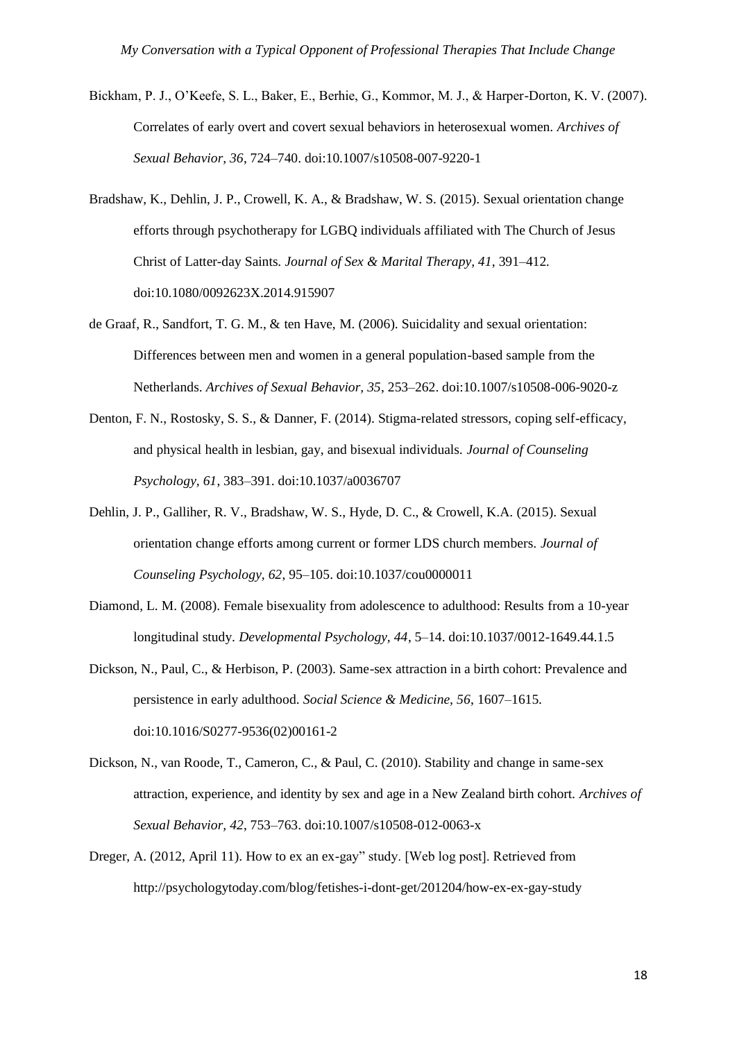Bickham, P. J., O'Keefe, S. L., Baker, E., Berhie, G., Kommor, M. J., & Harper-Dorton, K. V. (2007). Correlates of early overt and covert sexual behaviors in heterosexual women. *Archives of Sexual Behavior, 36*, 724–740. doi:10.1007/s10508-007-9220-1

Bradshaw, K., Dehlin, J. P., Crowell, K. A., & Bradshaw, W. S. (2015). Sexual orientation change efforts through psychotherapy for LGBQ individuals affiliated with The Church of Jesus Christ of Latter-day Saints. *Journal of Sex & Marital Therapy, 41*, 391–412. doi:10.1080/0092623X.2014.915907

de Graaf, R., Sandfort, T. G. M., & ten Have, M. (2006). Suicidality and sexual orientation: Differences between men and women in a general population-based sample from the Netherlands. *Archives of Sexual Behavior, 35*, 253–262. doi:10.1007/s10508-006-9020-z

Denton, F. N., Rostosky, S. S., & Danner, F. (2014). Stigma-related stressors, coping self-efficacy, and physical health in lesbian, gay, and bisexual individuals. *Journal of Counseling Psychology, 61*, 383–391. doi:10.1037/a0036707

Dehlin, J. P., Galliher, R. V., Bradshaw, W. S., Hyde, D. C., & Crowell, K.A. (2015). Sexual orientation change efforts among current or former LDS church members. *Journal of Counseling Psychology, 62*, 95–105. doi:10.1037/cou0000011

Diamond, L. M. (2008). Female bisexuality from adolescence to adulthood: Results from a 10-year longitudinal study. *Developmental Psychology, 44*, 5–14. doi:10.1037/0012-1649.44.1.5

Dickson, N., Paul, C., & Herbison, P. (2003). Same-sex attraction in a birth cohort: Prevalence and persistence in early adulthood. *Social Science & Medicine, 56*, 1607–1615. doi:10.1016/S0277-9536(02)00161-2

Dickson, N., van Roode, T., Cameron, C., & Paul, C. (2010). Stability and change in same-sex attraction, experience, and identity by sex and age in a New Zealand birth cohort. *Archives of Sexual Behavior, 42*, 753–763. doi:10.1007/s10508-012-0063-x

Dreger, A. (2012, April 11). How to ex an ex-gay" study. [Web log post]. Retrieved from http://psychologytoday.com/blog/fetishes-i-dont-get/201204/how-ex-ex-gay-study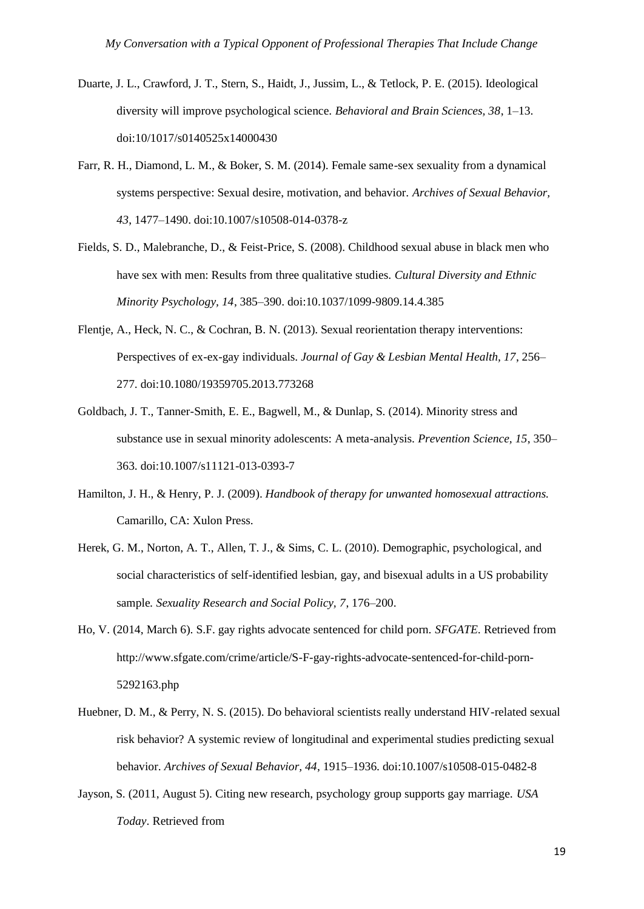Duarte, J. L., Crawford, J. T., Stern, S., Haidt, J., Jussim, L., & Tetlock, P. E. (2015). Ideological diversity will improve psychological science. *Behavioral and Brain Sciences, 38*, 1–13. doi:10/1017/s0140525x14000430

Farr, R. H., Diamond, L. M., & Boker, S. M. (2014). Female same-sex sexuality from a dynamical systems perspective: Sexual desire, motivation, and behavior. *Archives of Sexual Behavior, 43*, 1477–1490. doi:10.1007/s10508-014-0378-z

Fields, S. D., Malebranche, D., & Feist-Price, S. (2008). Childhood sexual abuse in black men who have sex with men: Results from three qualitative studies. *Cultural Diversity and Ethnic Minority Psychology, 14*, 385–390. doi:10.1037/1099-9809.14.4.385

Flentje, A., Heck, N. C., & Cochran, B. N. (2013). Sexual reorientation therapy interventions: Perspectives of ex-ex-gay individuals. *Journal of Gay & Lesbian Mental Health, 17*, 256–277. doi:10.1080/19359705.2013.773268

Goldbach, J. T., Tanner-Smith, E. E., Bagwell, M., & Dunlap, S. (2014). Minority stress and substance use in sexual minority adolescents: A meta-analysis. *Prevention Science, 15*, 350–363. doi:10.1007/s11121-013-0393-7

Hamilton, J. H., & Henry, P. J. (2009). *Handbook of therapy for unwanted homosexual attractions.* Camarillo, CA: Xulon Press.

Herek, G. M., Norton, A. T., Allen, T. J., & Sims, C. L. (2010). Demographic, psychological, and social characteristics of self-identified lesbian, gay, and bisexual adults in a US probability sample. *Sexuality Research and Social Policy, 7*, 176–200.

Ho, V. (2014, March 6). S.F. gay rights advocate sentenced for child porn. *SFGATE*. Retrieved from http://www.sfgate.com/crime/article/S-F-gay-rights-advocate-sentenced-for-child-porn-5292163.php

Huebner, D. M., & Perry, N. S. (2015). Do behavioral scientists really understand HIV-related sexual risk behavior? A systemic review of longitudinal and experimental studies predicting sexual behavior. *Archives of Sexual Behavior, 44*, 1915–1936. doi:10.1007/s10508-015-0482-8

Jayson, S. (2011, August 5). Citing new research, psychology group supports gay marriage. *USA Today*. Retrieved from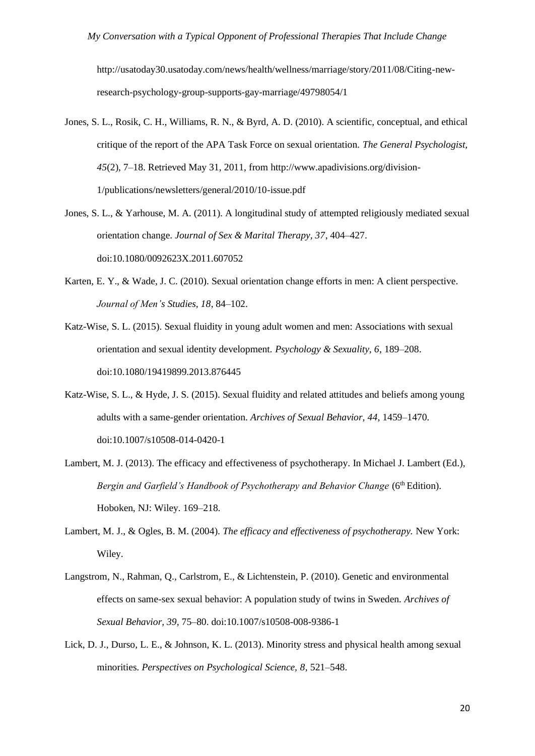http://usatoday30.usatoday.com/news/health/wellness/marriage/story/2011/08/Citing-new-research-psychology-group-supports-gay-marriage/49798054/1

Jones, S. L., Rosik, C. H., Williams, R. N., & Byrd, A. D. (2010). A scientific, conceptual, and ethical critique of the report of the APA Task Force on sexual orientation. *The General Psychologist, 45*(2), 7–18. Retrieved May 31, 2011, from http://www.apadivisions.org/division-1/publications/newsletters/general/2010/10-issue.pdf

Jones, S. L., & Yarhouse, M. A. (2011). A longitudinal study of attempted religiously mediated sexual orientation change. *Journal of Sex & Marital Therapy, 37*, 404–427. doi:10.1080/0092623X.2011.607052

Karten, E. Y., & Wade, J. C. (2010). Sexual orientation change efforts in men: A client perspective. *Journal of Men's Studies, 18*, 84–102.

Katz-Wise, S. L. (2015). Sexual fluidity in young adult women and men: Associations with sexual orientation and sexual identity development. *Psychology & Sexuality, 6*, 189–208. doi:10.1080/19419899.2013.876445

Katz-Wise, S. L., & Hyde, J. S. (2015). Sexual fluidity and related attitudes and beliefs among young adults with a same-gender orientation. *Archives of Sexual Behavior, 44*, 1459–1470. doi:10.1007/s10508-014-0420-1

Lambert, M. J. (2013). The efficacy and effectiveness of psychotherapy. In Michael J. Lambert (Ed.), *Bergin and Garfield's Handbook of Psychotherapy and Behavior Change* (6th Edition). Hoboken, NJ: Wiley. 169–218.

Lambert, M. J., & Ogles, B. M. (2004). *The efficacy and effectiveness of psychotherapy.* New York: Wiley.

Langstrom, N., Rahman, Q., Carlstrom, E., & Lichtenstein, P. (2010). Genetic and environmental effects on same-sex sexual behavior: A population study of twins in Sweden. *Archives of Sexual Behavior, 39*, 75–80. doi:10.1007/s10508-008-9386-1

Lick, D. J., Durso, L. E., & Johnson, K. L. (2013). Minority stress and physical health among sexual minorities. *Perspectives on Psychological Science, 8*, 521–548.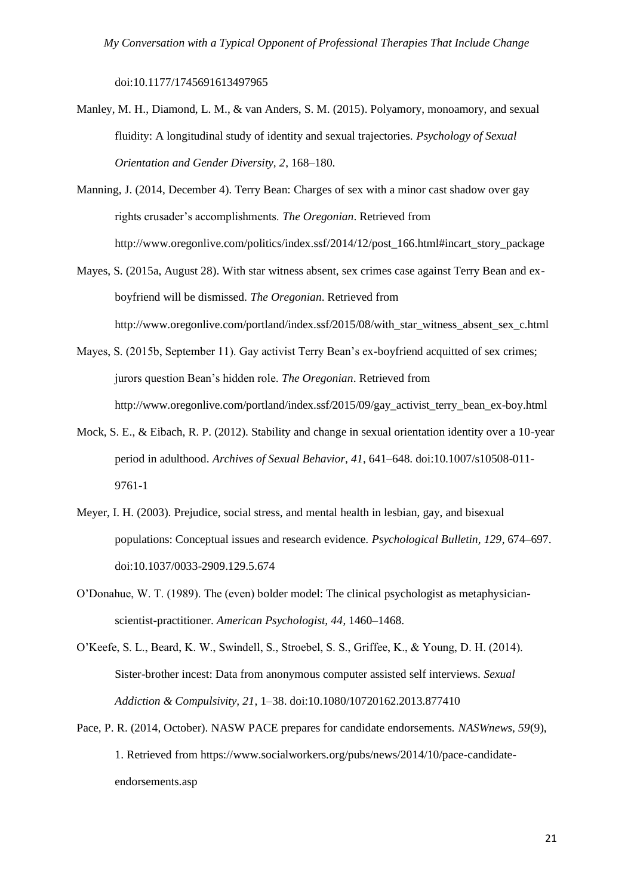doi:10.1177/1745691613497965

Manley, M. H., Diamond, L. M., & van Anders, S. M. (2015). Polyamory, monoamory, and sexual fluidity: A longitudinal study of identity and sexual trajectories. *Psychology of Sexual Orientation and Gender Diversity, 2*, 168–180.

Manning, J. (2014, December 4). Terry Bean: Charges of sex with a minor cast shadow over gay rights crusader's accomplishments. *The Oregonian*. Retrieved from http://www.oregonlive.com/politics/index.ssf/2014/12/post_166.html#incart_story_package

Mayes, S. (2015a, August 28). With star witness absent, sex crimes case against Terry Bean and ex-boyfriend will be dismissed. *The Oregonian*. Retrieved from http://www.oregonlive.com/portland/index.ssf/2015/08/with_star_witness_absent_sex_c.html

Mayes, S. (2015b, September 11). Gay activist Terry Bean's ex-boyfriend acquitted of sex crimes; jurors question Bean's hidden role. *The Oregonian*. Retrieved from http://www.oregonlive.com/portland/index.ssf/2015/09/gay_activist_terry_bean_ex-boy.html

Mock, S. E., & Eibach, R. P. (2012). Stability and change in sexual orientation identity over a 10-year period in adulthood. *Archives of Sexual Behavior, 41*, 641–648. doi:10.1007/s10508-011-9761-1

Meyer, I. H. (2003). Prejudice, social stress, and mental health in lesbian, gay, and bisexual populations: Conceptual issues and research evidence. *Psychological Bulletin, 129*, 674–697. doi:10.1037/0033-2909.129.5.674

O'Donahue, W. T. (1989). The (even) bolder model: The clinical psychologist as metaphysician-scientist-practitioner. *American Psychologist, 44*, 1460–1468.

O'Keefe, S. L., Beard, K. W., Swindell, S., Stroebel, S. S., Griffee, K., & Young, D. H. (2014). Sister-brother incest: Data from anonymous computer assisted self interviews. *Sexual Addiction & Compulsivity, 21*, 1–38. doi:10.1080/10720162.2013.877410

Pace, P. R. (2014, October). NASW PACE prepares for candidate endorsements. *NASWnews, 59*(9), 1. Retrieved from https://www.socialworkers.org/pubs/news/2014/10/pace-candidate-endorsements.asp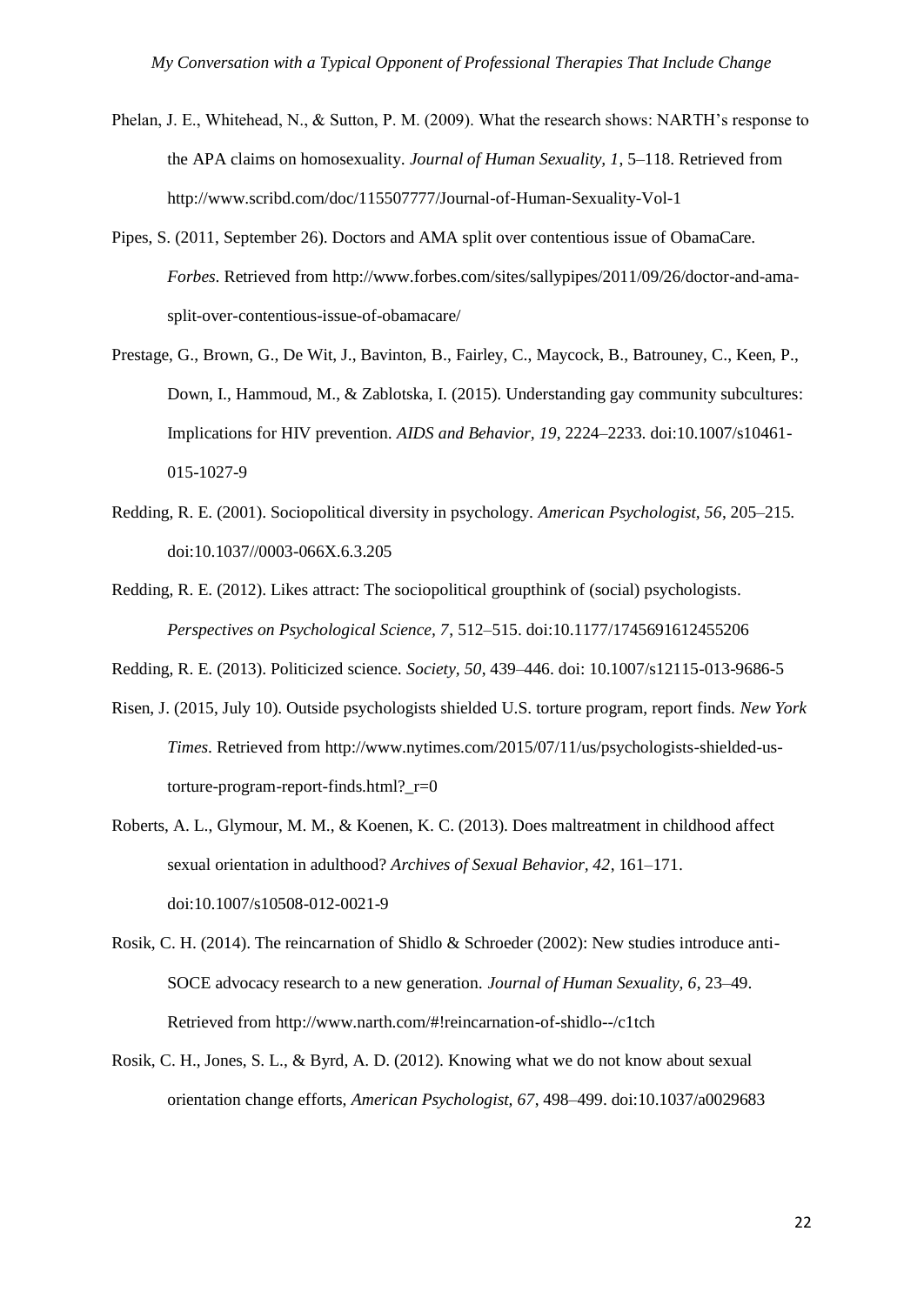Phelan, J. E., Whitehead, N., & Sutton, P. M. (2009). What the research shows: NARTH's response to the APA claims on homosexuality. *Journal of Human Sexuality, 1*, 5–118. Retrieved from http://www.scribd.com/doc/115507777/Journal-of-Human-Sexuality-Vol-1

Pipes, S. (2011, September 26). Doctors and AMA split over contentious issue of ObamaCare. *Forbes*. Retrieved from http://www.forbes.com/sites/sallypipes/2011/09/26/doctor-and-ama-split-over-contentious-issue-of-obamacare/

Prestage, G., Brown, G., De Wit, J., Bavinton, B., Fairley, C., Maycock, B., Batrouney, C., Keen, P., Down, I., Hammoud, M., & Zablotska, I. (2015). Understanding gay community subcultures: Implications for HIV prevention. *AIDS and Behavior, 19*, 2224–2233. doi:10.1007/s10461-015-1027-9

Redding, R. E. (2001). Sociopolitical diversity in psychology. *American Psychologist, 56*, 205–215. doi:10.1037//0003-066X.6.3.205

Redding, R. E. (2012). Likes attract: The sociopolitical groupthink of (social) psychologists. *Perspectives on Psychological Science, 7*, 512–515. doi:10.1177/1745691612455206

Redding, R. E. (2013). Politicized science. *Society, 50*, 439–446. doi: 10.1007/s12115-013-9686-5

Risen, J. (2015, July 10). Outside psychologists shielded U.S. torture program, report finds. *New York Times*. Retrieved from http://www.nytimes.com/2015/07/11/us/psychologists-shielded-us-torture-program-report-finds.html?_r=0

Roberts, A. L., Glymour, M. M., & Koenen, K. C. (2013). Does maltreatment in childhood affect sexual orientation in adulthood? *Archives of Sexual Behavior, 42*, 161–171. doi:10.1007/s10508-012-0021-9

Rosik, C. H. (2014). The reincarnation of Shidlo & Schroeder (2002): New studies introduce anti-SOCE advocacy research to a new generation. *Journal of Human Sexuality, 6*, 23–49. Retrieved from http://www.narth.com/#!reincarnation-of-shidlo--/c1tch

Rosik, C. H., Jones, S. L., & Byrd, A. D. (2012). Knowing what we do not know about sexual orientation change efforts, *American Psychologist, 67*, 498–499. doi:10.1037/a0029683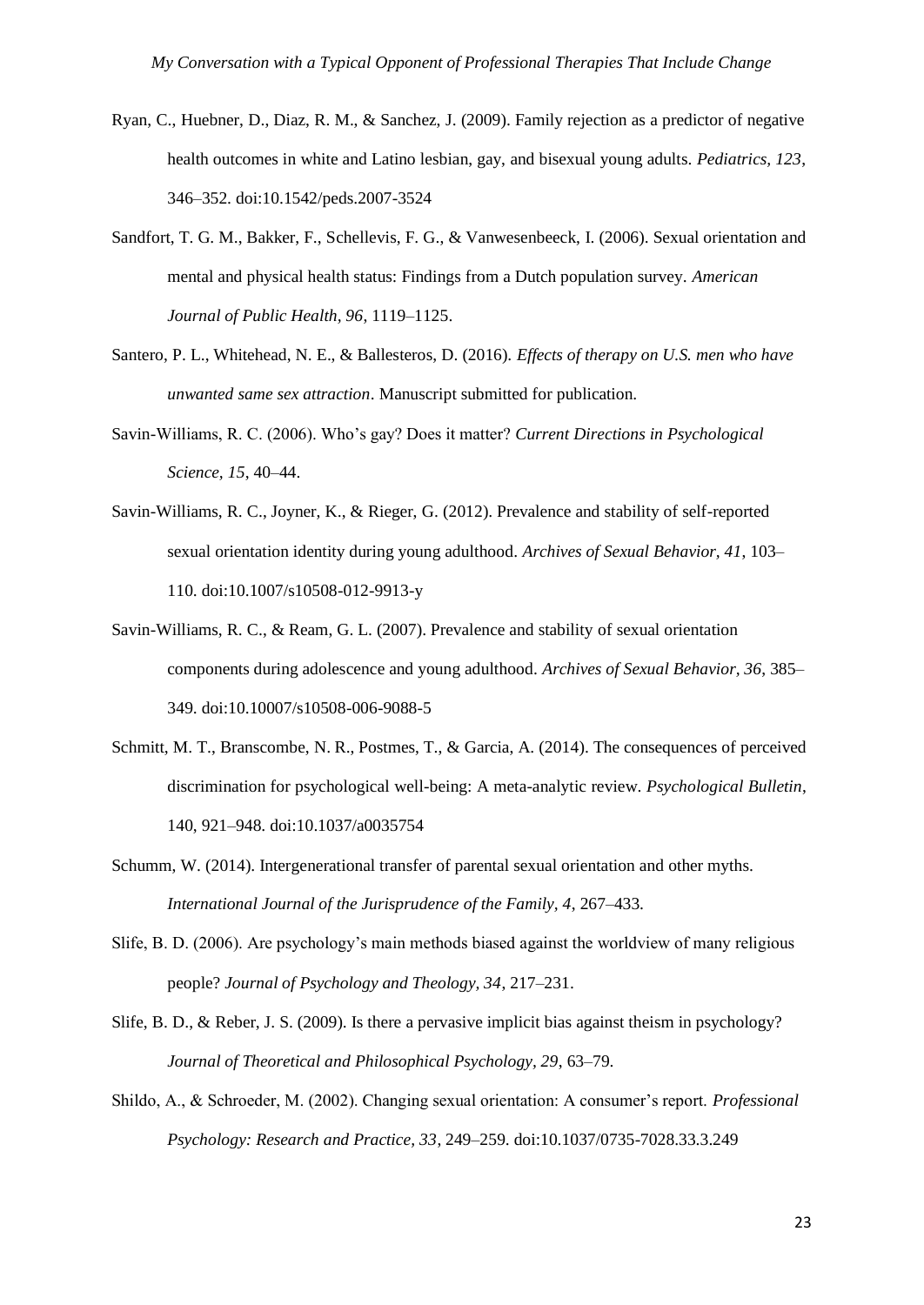Ryan, C., Huebner, D., Diaz, R. M., & Sanchez, J. (2009). Family rejection as a predictor of negative health outcomes in white and Latino lesbian, gay, and bisexual young adults. *Pediatrics, 123*, 346–352. doi:10.1542/peds.2007-3524

Sandfort, T. G. M., Bakker, F., Schellevis, F. G., & Vanwesenbeeck, I. (2006). Sexual orientation and mental and physical health status: Findings from a Dutch population survey. *American Journal of Public Health, 96*, 1119–1125.

Santero, P. L., Whitehead, N. E., & Ballesteros, D. (2016). *Effects of therapy on U.S. men who have unwanted same sex attraction*. Manuscript submitted for publication.

Savin-Williams, R. C. (2006). Who's gay? Does it matter? *Current Directions in Psychological Science, 15*, 40–44.

Savin-Williams, R. C., Joyner, K., & Rieger, G. (2012). Prevalence and stability of self-reported sexual orientation identity during young adulthood. *Archives of Sexual Behavior, 41*, 103–110. doi:10.1007/s10508-012-9913-y

Savin-Williams, R. C., & Ream, G. L. (2007). Prevalence and stability of sexual orientation components during adolescence and young adulthood. *Archives of Sexual Behavior, 36*, 385–349. doi:10.10007/s10508-006-9088-5

Schmitt, M. T., Branscombe, N. R., Postmes, T., & Garcia, A. (2014). The consequences of perceived discrimination for psychological well-being: A meta-analytic review. *Psychological Bulletin*, 140, 921–948. doi:10.1037/a0035754

Schumm, W. (2014). Intergenerational transfer of parental sexual orientation and other myths. *International Journal of the Jurisprudence of the Family, 4*, 267–433.

Slife, B. D. (2006). Are psychology's main methods biased against the worldview of many religious people? *Journal of Psychology and Theology, 34*, 217–231.

Slife, B. D., & Reber, J. S. (2009). Is there a pervasive implicit bias against theism in psychology? *Journal of Theoretical and Philosophical Psychology, 29*, 63–79.

Shildo, A., & Schroeder, M. (2002). Changing sexual orientation: A consumer's report. *Professional Psychology: Research and Practice, 33*, 249–259. doi:10.1037/0735-7028.33.3.249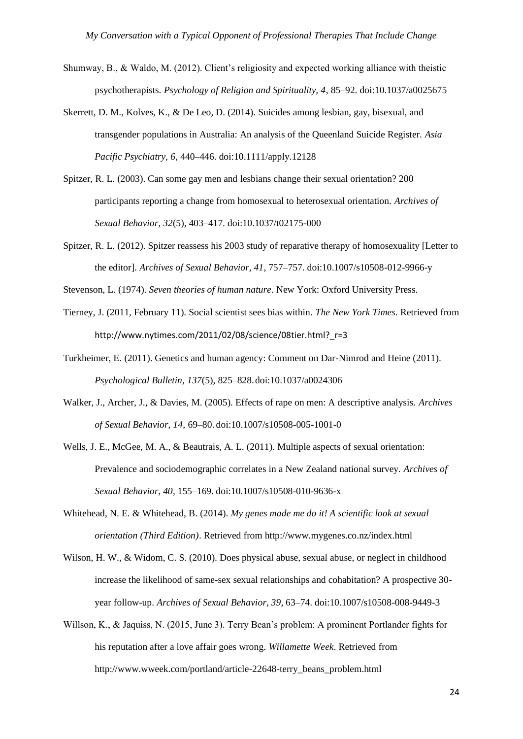Shumway, B., & Waldo, M. (2012). Client's religiosity and expected working alliance with theistic psychotherapists. *Psychology of Religion and Spirituality, 4*, 85–92. doi:10.1037/a0025675

Skerrett, D. M., Kolves, K., & De Leo, D. (2014). Suicides among lesbian, gay, bisexual, and transgender populations in Australia: An analysis of the Queensland Suicide Register. *Asia Pacific Psychiatry, 6*, 440–446. doi:10.1111/apply.12128

Spitzer, R. L. (2003). Can some gay men and lesbians change their sexual orientation? 200 participants reporting a change from homosexual to heterosexual orientation. *Archives of Sexual Behavior, 32*(5), 403–417. doi:10.1037/t02175-000

Spitzer, R. L. (2012). Spitzer reassess his 2003 study of reparative therapy of homosexuality [Letter to the editor]. *Archives of Sexual Behavior, 41*, 757–757. doi:10.1007/s10508-012-9966-y

Stevenson, L. (1974). *Seven theories of human nature*. New York: Oxford University Press.

Tierney, J. (2011, February 11). Social scientist sees bias within. *The New York Times*. Retrieved from http://www.nytimes.com/2011/02/08/science/08tier.html?_r=3

Turkheimer, E. (2011). Genetics and human agency: Comment on Dar-Nimrod and Heine (2011). *Psychological Bulletin, 137*(5), 825–828. doi:10.1037/a0024306

Walker, J., Archer, J., & Davies, M. (2005). Effects of rape on men: A descriptive analysis. *Archives of Sexual Behavior, 14*, 69–80. doi:10.1007/s10508-005-1001-0

Wells, J. E., McGee, M. A., & Beautrais, A. L. (2011). Multiple aspects of sexual orientation: Prevalence and sociodemographic correlates in a New Zealand national survey. *Archives of Sexual Behavior, 40*, 155–169. doi:10.1007/s10508-010-9636-x

Whitehead, N. E. & Whitehead, B. (2014). *My genes made me do it! A scientific look at sexual orientation (Third Edition)*. Retrieved from http://www.mygenes.co.nz/index.html

Wilson, H. W., & Widom, C. S. (2010). Does physical abuse, sexual abuse, or neglect in childhood increase the likelihood of same-sex sexual relationships and cohabitation? A prospective 30-year follow-up. *Archives of Sexual Behavior, 39*, 63–74. doi:10.1007/s10508-008-9449-3

Willson, K., & Jaquiss, N. (2015, June 3). Terry Bean's problem: A prominent Portlander fights for his reputation after a love affair goes wrong. *Willamette Week*. Retrieved from http://www.wweek.com/portland/article-22648-terry_beans_problem.html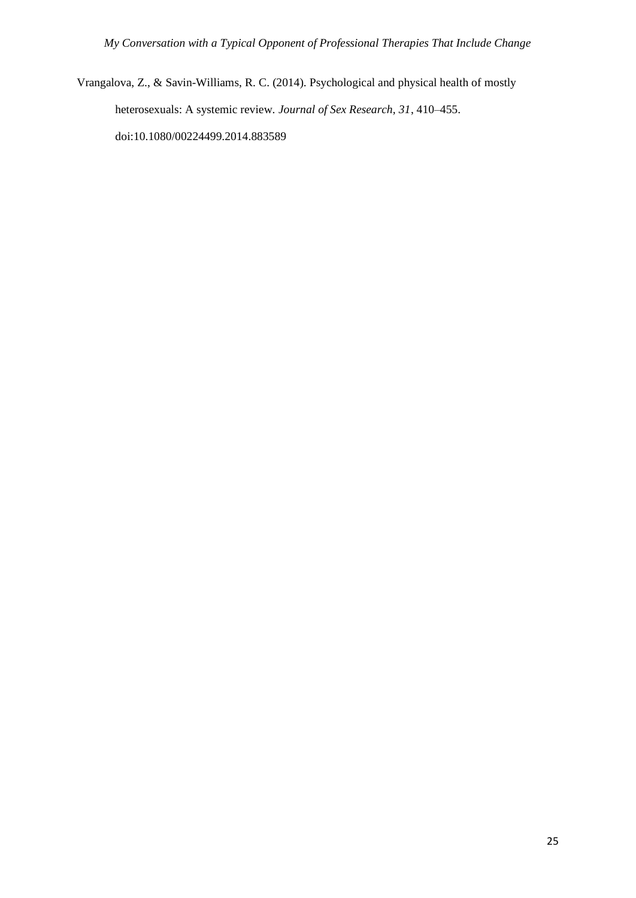Vrangalova, Z., & Savin-Williams, R. C. (2014). Psychological and physical health of mostly heterosexuals: A systemic review. *Journal of Sex Research*, *31*, 410–455. doi:10.1080/00224499.2014.883589